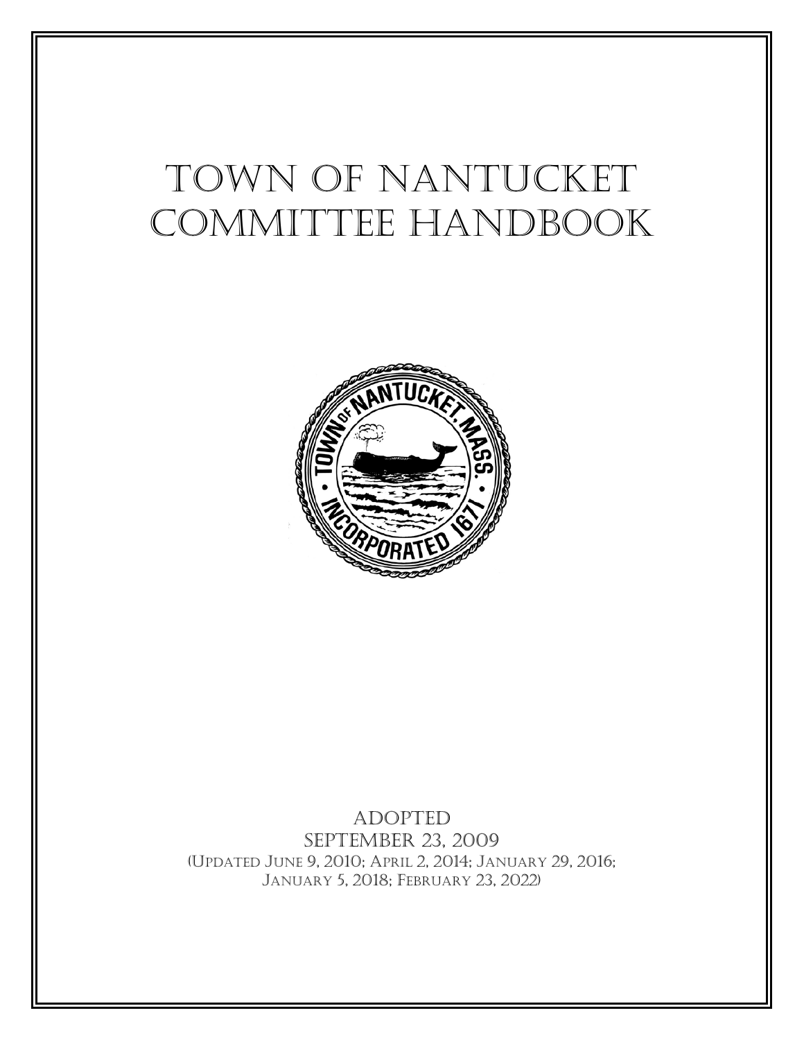# Town of Nantucket Committee Handbook

Adopted
September 23, 2009
(Updated June 9, 2010; April 2, 2014; January 29, 2016;
January 5, 2018; February 23, 2022)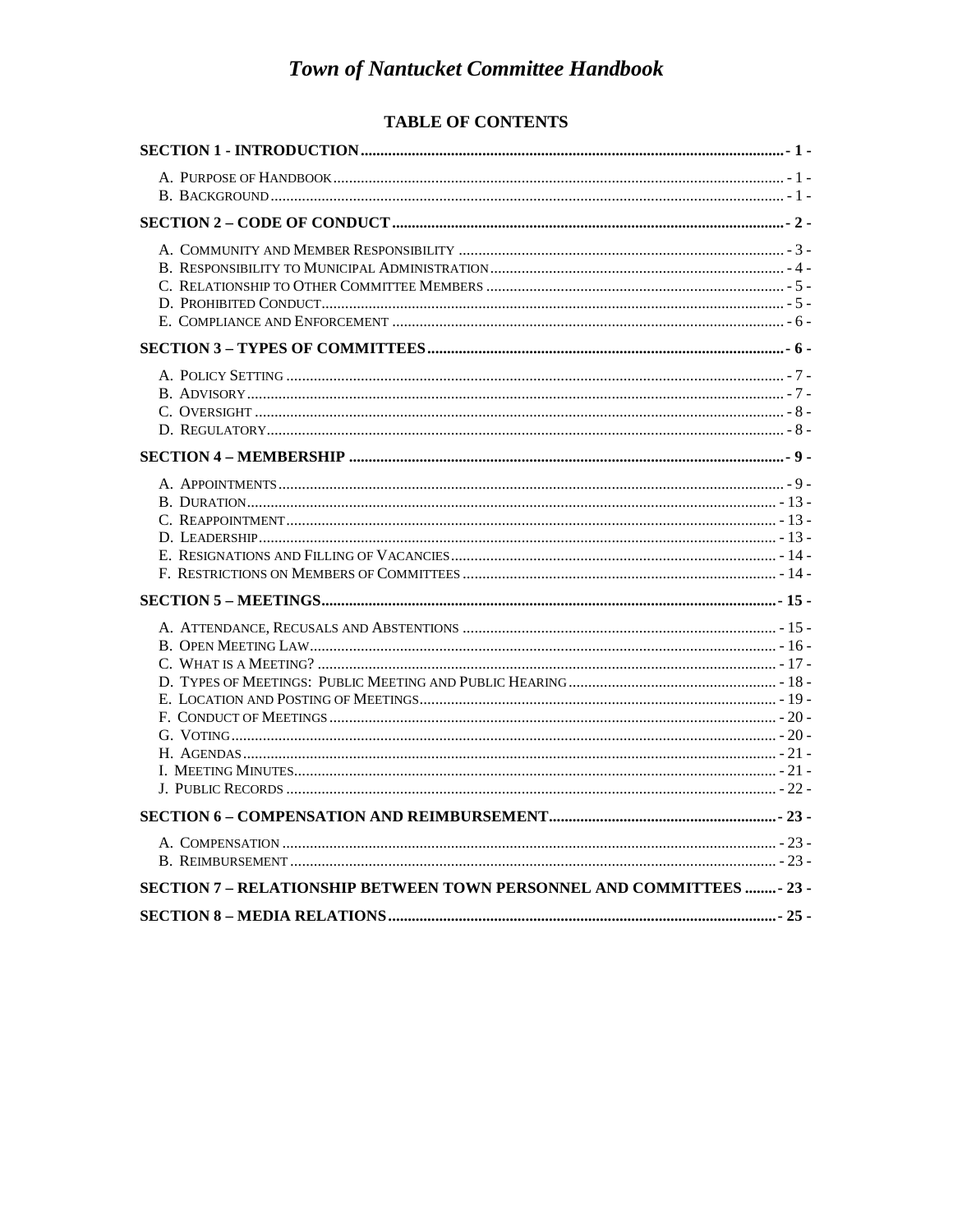# *Town of Nantucket Committee Handbook*

## TABLE OF CONTENTS

**SECTION 1 - INTRODUCTION** - 1 -

- A. Purpose of Handbook - 1 -
- B. Background - 1 -

**SECTION 2 – CODE OF CONDUCT** - 2 -

- A. Community and Member Responsibility - 3 -
- B. Responsibility to Municipal Administration - 4 -
- C. Relationship to Other Committee Members - 5 -
- D. Prohibited Conduct - 5 -
- E. Compliance and Enforcement - 6 -

**SECTION 3 – TYPES OF COMMITTEES** - 6 -

- A. Policy Setting - 7 -
- B. Advisory - 7 -
- C. Oversight - 8 -
- D. Regulatory - 8 -

**SECTION 4 – MEMBERSHIP** - 9 -

- A. Appointments - 9 -
- B. Duration - 13 -
- C. Reappointment - 13 -
- D. Leadership - 13 -
- E. Resignations and Filling of Vacancies - 14 -
- F. Restrictions on Members of Committees - 14 -

**SECTION 5 – MEETINGS** - 15 -

- A. Attendance, Recusals and Abstentions - 15 -
- B. Open Meeting Law - 16 -
- C. What is a Meeting? - 17 -
- D. Types of Meetings: Public Meeting and Public Hearing - 18 -
- E. Location and Posting of Meetings - 19 -
- F. Conduct of Meetings - 20 -
- G. Voting - 20 -
- H. Agendas - 21 -
- I. Meeting Minutes - 21 -
- J. Public Records - 22 -

**SECTION 6 – COMPENSATION AND REIMBURSEMENT** - 23 -

- A. Compensation - 23 -
- B. Reimbursement - 23 -

**SECTION 7 – RELATIONSHIP BETWEEN TOWN PERSONNEL AND COMMITTEES** - 23 -

**SECTION 8 – MEDIA RELATIONS** - 25 -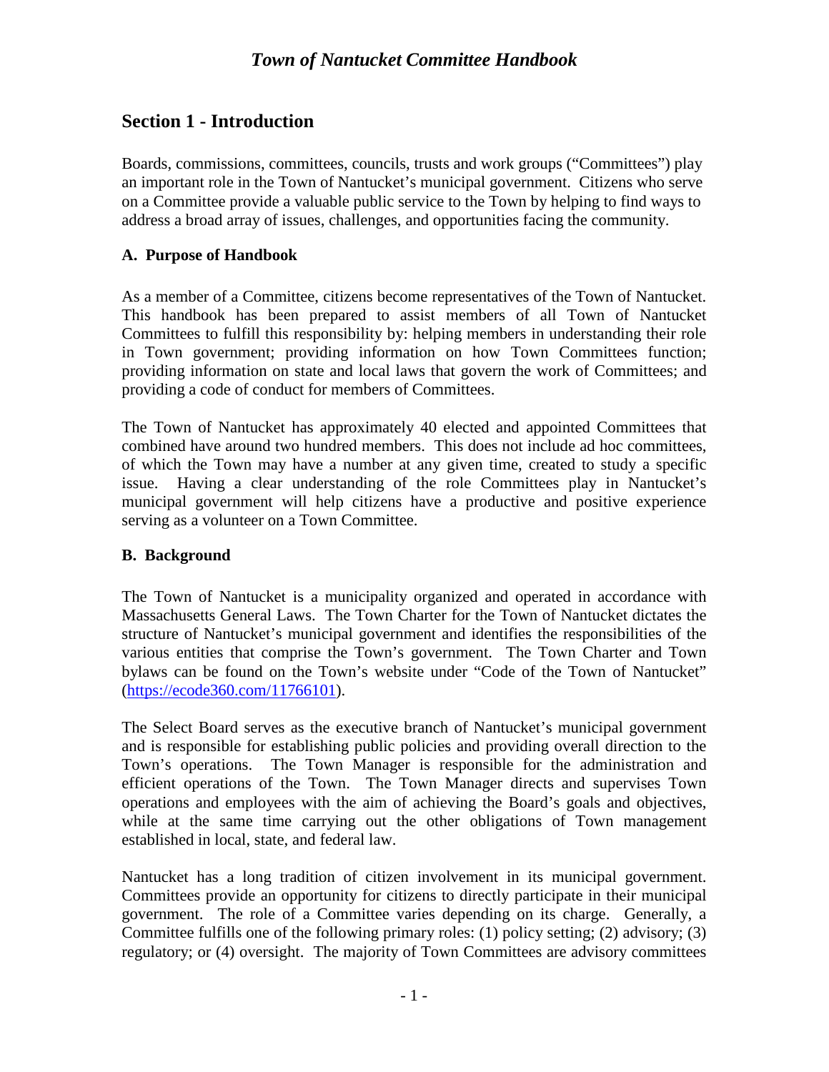## Section 1 - Introduction

Boards, commissions, committees, councils, trusts and work groups ("Committees") play an important role in the Town of Nantucket's municipal government. Citizens who serve on a Committee provide a valuable public service to the Town by helping to find ways to address a broad array of issues, challenges, and opportunities facing the community.

### A. Purpose of Handbook

As a member of a Committee, citizens become representatives of the Town of Nantucket. This handbook has been prepared to assist members of all Town of Nantucket Committees to fulfill this responsibility by: helping members in understanding their role in Town government; providing information on how Town Committees function; providing information on state and local laws that govern the work of Committees; and providing a code of conduct for members of Committees.

The Town of Nantucket has approximately 40 elected and appointed Committees that combined have around two hundred members. This does not include ad hoc committees, of which the Town may have a number at any given time, created to study a specific issue. Having a clear understanding of the role Committees play in Nantucket's municipal government will help citizens have a productive and positive experience serving as a volunteer on a Town Committee.

### B. Background

The Town of Nantucket is a municipality organized and operated in accordance with Massachusetts General Laws. The Town Charter for the Town of Nantucket dictates the structure of Nantucket's municipal government and identifies the responsibilities of the various entities that comprise the Town's government. The Town Charter and Town bylaws can be found on the Town's website under "Code of the Town of Nantucket" ([https://ecode360.com/11766101](https://ecode360.com/11766101)).

The Select Board serves as the executive branch of Nantucket's municipal government and is responsible for establishing public policies and providing overall direction to the Town's operations. The Town Manager is responsible for the administration and efficient operations of the Town. The Town Manager directs and supervises Town operations and employees with the aim of achieving the Board's goals and objectives, while at the same time carrying out the other obligations of Town management established in local, state, and federal law.

Nantucket has a long tradition of citizen involvement in its municipal government. Committees provide an opportunity for citizens to directly participate in their municipal government. The role of a Committee varies depending on its charge. Generally, a Committee fulfills one of the following primary roles: (1) policy setting; (2) advisory; (3) regulatory; or (4) oversight. The majority of Town Committees are advisory committees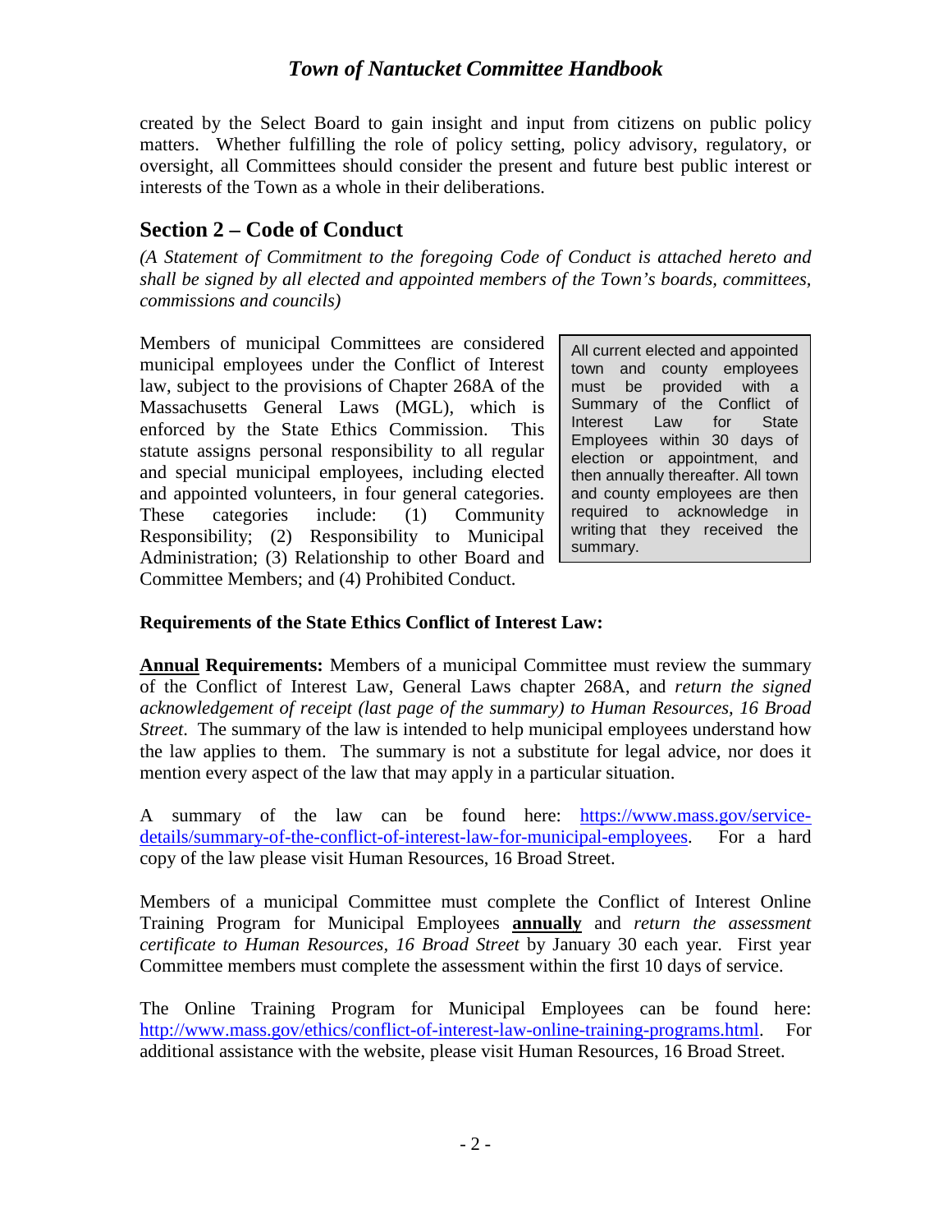created by the Select Board to gain insight and input from citizens on public policy matters. Whether fulfilling the role of policy setting, policy advisory, regulatory, or oversight, all Committees should consider the present and future best public interest or interests of the Town as a whole in their deliberations.

## Section 2 – Code of Conduct

*(A Statement of Commitment to the foregoing Code of Conduct is attached hereto and shall be signed by all elected and appointed members of the Town's boards, committees, commissions and councils)*

Members of municipal Committees are considered municipal employees under the Conflict of Interest law, subject to the provisions of Chapter 268A of the Massachusetts General Laws (MGL), which is enforced by the State Ethics Commission. This statute assigns personal responsibility to all regular and special municipal employees, including elected and appointed volunteers, in four general categories. These categories include: (1) Community Responsibility; (2) Responsibility to Municipal Administration; (3) Relationship to other Board and Committee Members; and (4) Prohibited Conduct.

> All current elected and appointed town and county employees must be provided with a Summary of the Conflict of Interest Law for State Employees within 30 days of election or appointment, and then annually thereafter. All town and county employees are then required to acknowledge in writing that they received the summary.

**Requirements of the State Ethics Conflict of Interest Law:**

**<u>Annual</u> Requirements:** Members of a municipal Committee must review the summary of the Conflict of Interest Law, General Laws chapter 268A, and *return the signed acknowledgement of receipt (last page of the summary) to Human Resources, 16 Broad Street*. The summary of the law is intended to help municipal employees understand how the law applies to them. The summary is not a substitute for legal advice, nor does it mention every aspect of the law that may apply in a particular situation.

A summary of the law can be found here: https://www.mass.gov/service-details/summary-of-the-conflict-of-interest-law-for-municipal-employees. For a hard copy of the law please visit Human Resources, 16 Broad Street.

Members of a municipal Committee must complete the Conflict of Interest Online Training Program for Municipal Employees **<u>annually</u>** and *return the assessment certificate to Human Resources, 16 Broad Street* by January 30 each year. First year Committee members must complete the assessment within the first 10 days of service.

The Online Training Program for Municipal Employees can be found here: http://www.mass.gov/ethics/conflict-of-interest-law-online-training-programs.html. For additional assistance with the website, please visit Human Resources, 16 Broad Street.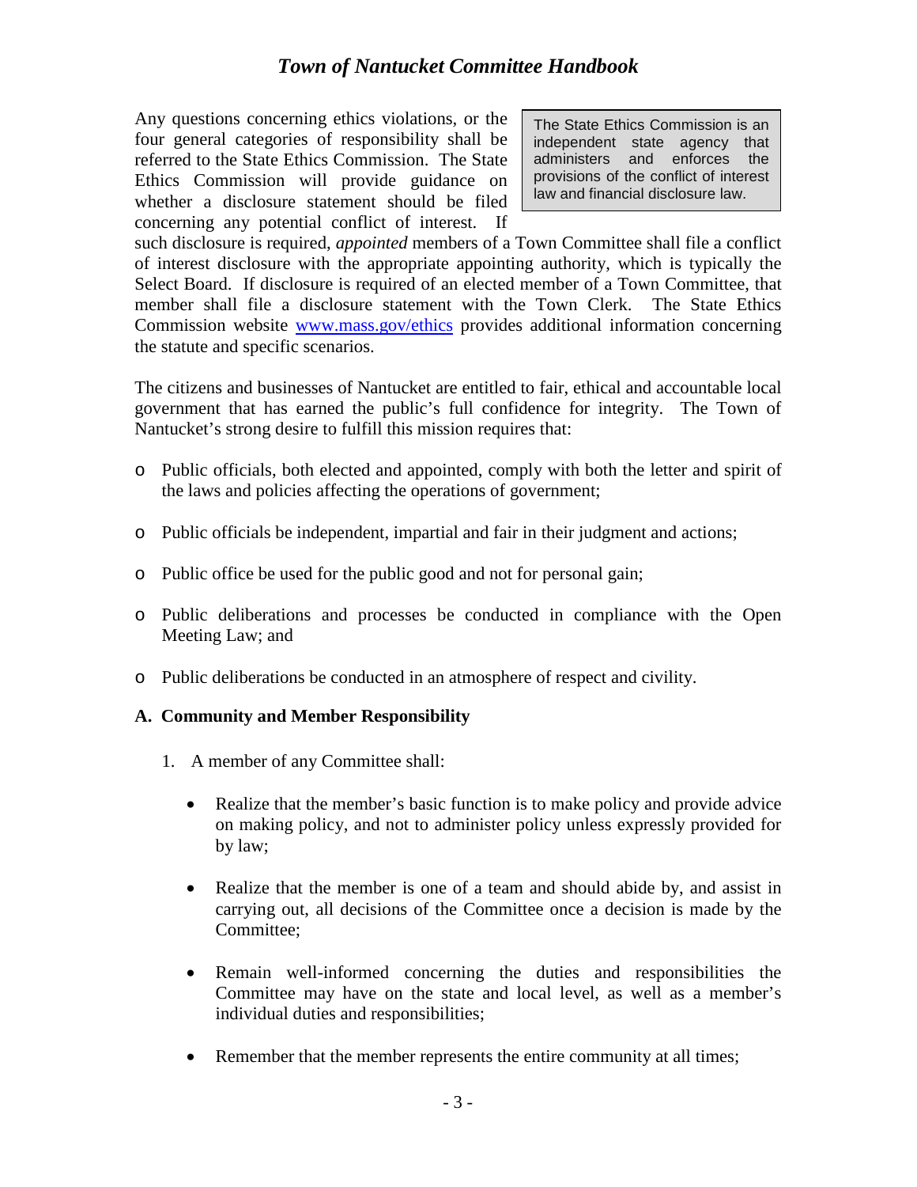Any questions concerning ethics violations, or the four general categories of responsibility shall be referred to the State Ethics Commission. The State Ethics Commission will provide guidance on whether a disclosure statement should be filed concerning any potential conflict of interest. If such disclosure is required, *appointed* members of a Town Committee shall file a conflict of interest disclosure with the appropriate appointing authority, which is typically the Select Board. If disclosure is required of an elected member of a Town Committee, that member shall file a disclosure statement with the Town Clerk. The State Ethics Commission website [www.mass.gov/ethics](http://www.mass.gov/ethics) provides additional information concerning the statute and specific scenarios.

> The State Ethics Commission is an independent state agency that administers and enforces the provisions of the conflict of interest law and financial disclosure law.

The citizens and businesses of Nantucket are entitled to fair, ethical and accountable local government that has earned the public's full confidence for integrity. The Town of Nantucket's strong desire to fulfill this mission requires that:

- Public officials, both elected and appointed, comply with both the letter and spirit of the laws and policies affecting the operations of government;
- Public officials be independent, impartial and fair in their judgment and actions;
- Public office be used for the public good and not for personal gain;
- Public deliberations and processes be conducted in compliance with the Open Meeting Law; and
- Public deliberations be conducted in an atmosphere of respect and civility.

### A. Community and Member Responsibility

1. A member of any Committee shall:

    - Realize that the member's basic function is to make policy and provide advice on making policy, and not to administer policy unless expressly provided for by law;
    - Realize that the member is one of a team and should abide by, and assist in carrying out, all decisions of the Committee once a decision is made by the Committee;
    - Remain well-informed concerning the duties and responsibilities the Committee may have on the state and local level, as well as a member's individual duties and responsibilities;
    - Remember that the member represents the entire community at all times;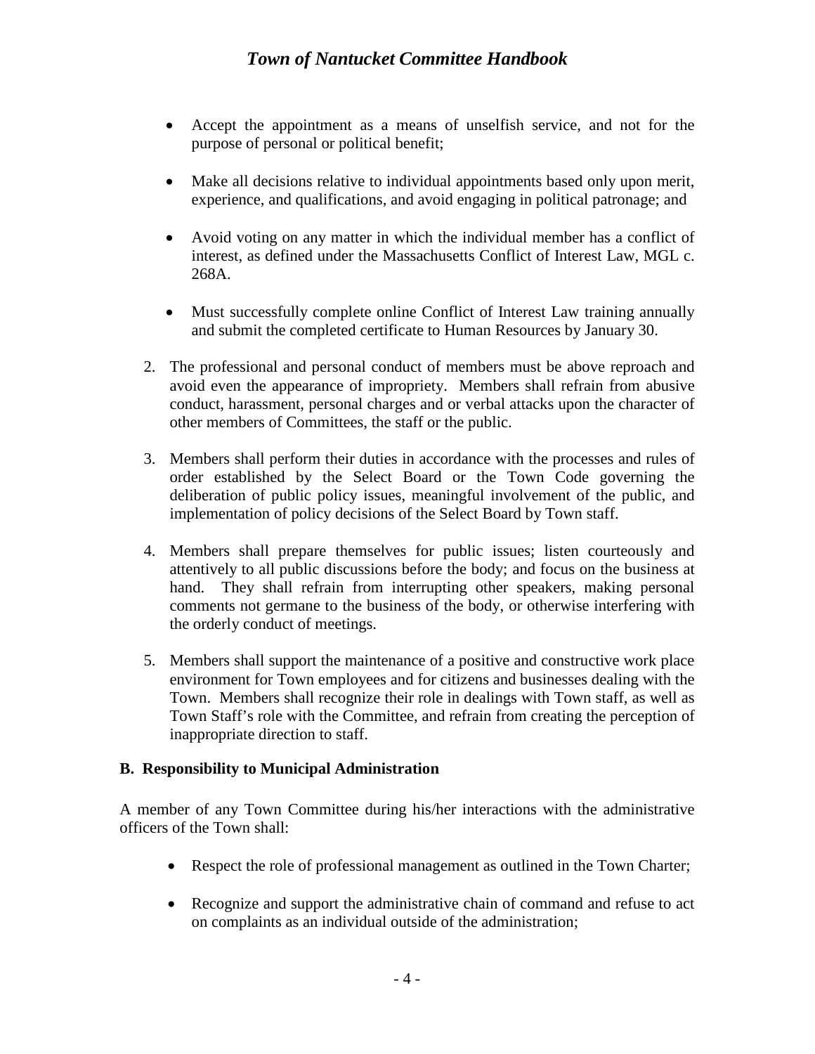- Accept the appointment as a means of unselfish service, and not for the purpose of personal or political benefit;

- Make all decisions relative to individual appointments based only upon merit, experience, and qualifications, and avoid engaging in political patronage; and

- Avoid voting on any matter in which the individual member has a conflict of interest, as defined under the Massachusetts Conflict of Interest Law, MGL c. 268A.

- Must successfully complete online Conflict of Interest Law training annually and submit the completed certificate to Human Resources by January 30.

2. The professional and personal conduct of members must be above reproach and avoid even the appearance of impropriety. Members shall refrain from abusive conduct, harassment, personal charges and or verbal attacks upon the character of other members of Committees, the staff or the public.

3. Members shall perform their duties in accordance with the processes and rules of order established by the Select Board or the Town Code governing the deliberation of public policy issues, meaningful involvement of the public, and implementation of policy decisions of the Select Board by Town staff.

4. Members shall prepare themselves for public issues; listen courteously and attentively to all public discussions before the body; and focus on the business at hand. They shall refrain from interrupting other speakers, making personal comments not germane to the business of the body, or otherwise interfering with the orderly conduct of meetings.

5. Members shall support the maintenance of a positive and constructive work place environment for Town employees and for citizens and businesses dealing with the Town. Members shall recognize their role in dealings with Town staff, as well as Town Staff's role with the Committee, and refrain from creating the perception of inappropriate direction to staff.

**B. Responsibility to Municipal Administration**

A member of any Town Committee during his/her interactions with the administrative officers of the Town shall:

- Respect the role of professional management as outlined in the Town Charter;

- Recognize and support the administrative chain of command and refuse to act on complaints as an individual outside of the administration;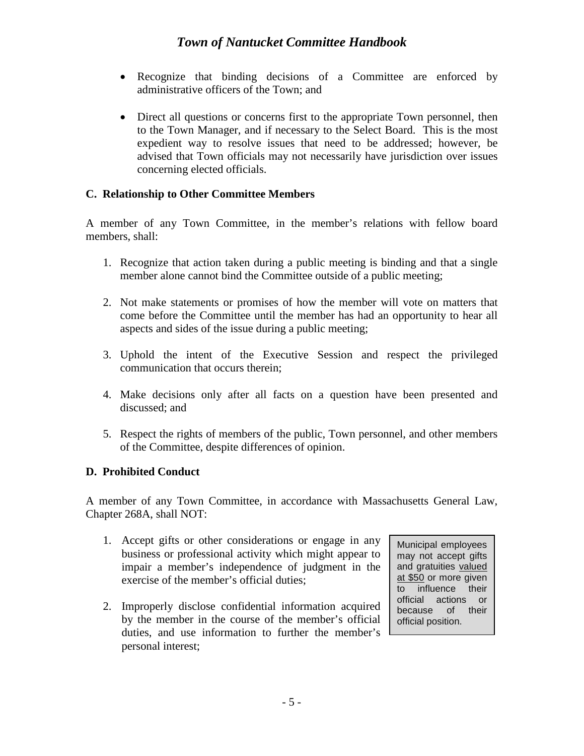- Recognize that binding decisions of a Committee are enforced by administrative officers of the Town; and

- Direct all questions or concerns first to the appropriate Town personnel, then to the Town Manager, and if necessary to the Select Board. This is the most expedient way to resolve issues that need to be addressed; however, be advised that Town officials may not necessarily have jurisdiction over issues concerning elected officials.

### C. Relationship to Other Committee Members

A member of any Town Committee, in the member's relations with fellow board members, shall:

1. Recognize that action taken during a public meeting is binding and that a single member alone cannot bind the Committee outside of a public meeting;

2. Not make statements or promises of how the member will vote on matters that come before the Committee until the member has had an opportunity to hear all aspects and sides of the issue during a public meeting;

3. Uphold the intent of the Executive Session and respect the privileged communication that occurs therein;

4. Make decisions only after all facts on a question have been presented and discussed; and

5. Respect the rights of members of the public, Town personnel, and other members of the Committee, despite differences of opinion.

### D. Prohibited Conduct

A member of any Town Committee, in accordance with Massachusetts General Law, Chapter 268A, shall NOT:

1. Accept gifts or other considerations or engage in any business or professional activity which might appear to impair a member's independence of judgment in the exercise of the member's official duties;

2. Improperly disclose confidential information acquired by the member in the course of the member's official duties, and use information to further the member's personal interest;

> Municipal employees may not accept gifts and gratuities valued at $50 or more given to influence their official actions or because of their official position.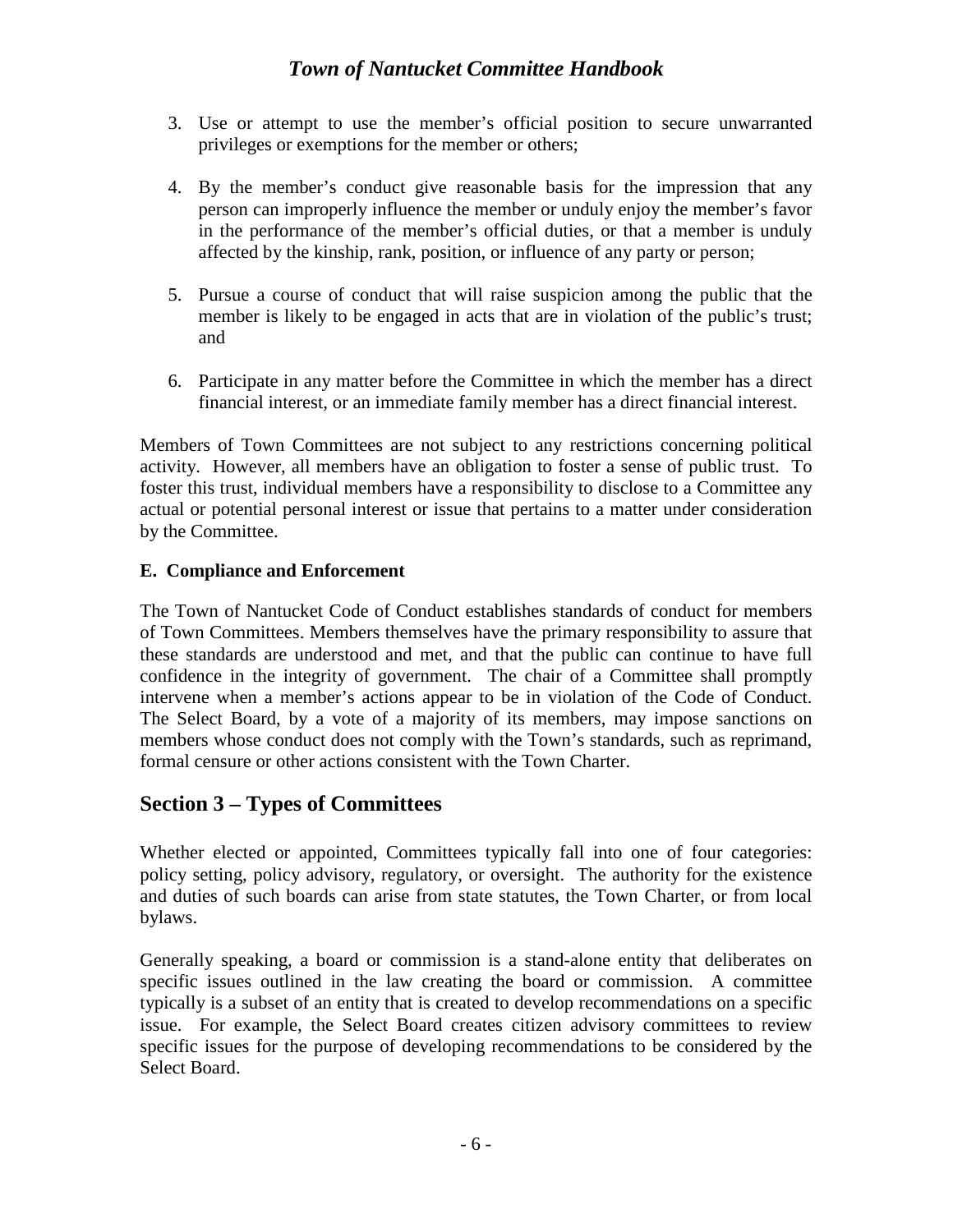3. Use or attempt to use the member's official position to secure unwarranted privileges or exemptions for the member or others;

4. By the member's conduct give reasonable basis for the impression that any person can improperly influence the member or unduly enjoy the member's favor in the performance of the member's official duties, or that a member is unduly affected by the kinship, rank, position, or influence of any party or person;

5. Pursue a course of conduct that will raise suspicion among the public that the member is likely to be engaged in acts that are in violation of the public's trust; and

6. Participate in any matter before the Committee in which the member has a direct financial interest, or an immediate family member has a direct financial interest.

Members of Town Committees are not subject to any restrictions concerning political activity. However, all members have an obligation to foster a sense of public trust. To foster this trust, individual members have a responsibility to disclose to a Committee any actual or potential personal interest or issue that pertains to a matter under consideration by the Committee.

**E. Compliance and Enforcement**

The Town of Nantucket Code of Conduct establishes standards of conduct for members of Town Committees. Members themselves have the primary responsibility to assure that these standards are understood and met, and that the public can continue to have full confidence in the integrity of government. The chair of a Committee shall promptly intervene when a member's actions appear to be in violation of the Code of Conduct. The Select Board, by a vote of a majority of its members, may impose sanctions on members whose conduct does not comply with the Town's standards, such as reprimand, formal censure or other actions consistent with the Town Charter.

## Section 3 – Types of Committees

Whether elected or appointed, Committees typically fall into one of four categories: policy setting, policy advisory, regulatory, or oversight. The authority for the existence and duties of such boards can arise from state statutes, the Town Charter, or from local bylaws.

Generally speaking, a board or commission is a stand-alone entity that deliberates on specific issues outlined in the law creating the board or commission. A committee typically is a subset of an entity that is created to develop recommendations on a specific issue. For example, the Select Board creates citizen advisory committees to review specific issues for the purpose of developing recommendations to be considered by the Select Board.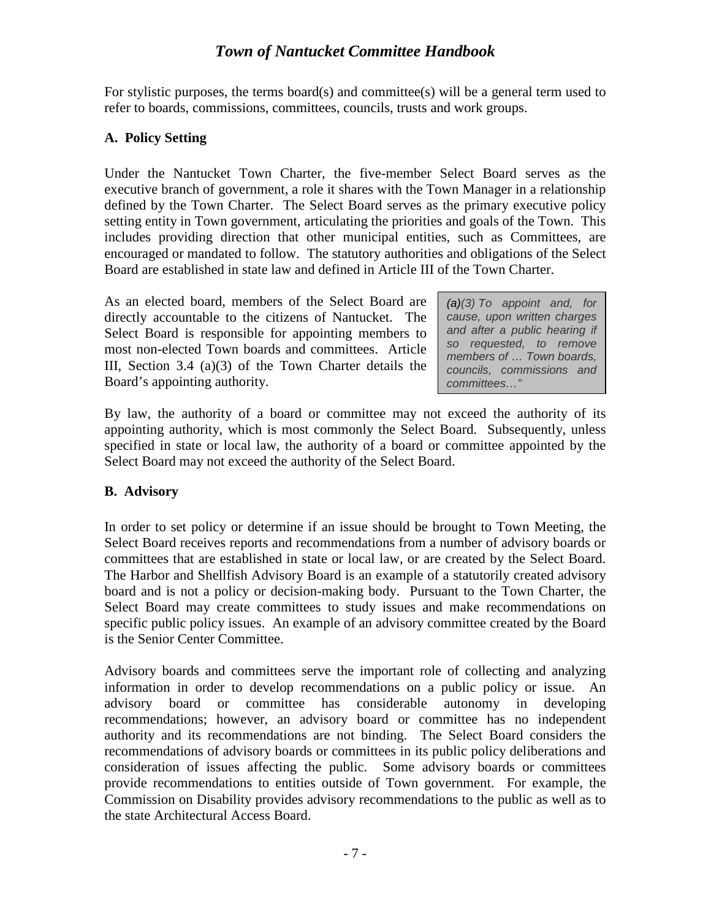For stylistic purposes, the terms board(s) and committee(s) will be a general term used to refer to boards, commissions, committees, councils, trusts and work groups.

### A. Policy Setting

Under the Nantucket Town Charter, the five-member Select Board serves as the executive branch of government, a role it shares with the Town Manager in a relationship defined by the Town Charter. The Select Board serves as the primary executive policy setting entity in Town government, articulating the priorities and goals of the Town. This includes providing direction that other municipal entities, such as Committees, are encouraged or mandated to follow. The statutory authorities and obligations of the Select Board are established in state law and defined in Article III of the Town Charter.

As an elected board, members of the Select Board are directly accountable to the citizens of Nantucket. The Select Board is responsible for appointing members to most non-elected Town boards and committees. Article III, Section 3.4 (a)(3) of the Town Charter details the Board's appointing authority.

> *(a)(3) To appoint and, for cause, upon written charges and after a public hearing if so requested, to remove members of … Town boards, councils, commissions and committees…"*

By law, the authority of a board or committee may not exceed the authority of its appointing authority, which is most commonly the Select Board. Subsequently, unless specified in state or local law, the authority of a board or committee appointed by the Select Board may not exceed the authority of the Select Board.

### B. Advisory

In order to set policy or determine if an issue should be brought to Town Meeting, the Select Board receives reports and recommendations from a number of advisory boards or committees that are established in state or local law, or are created by the Select Board. The Harbor and Shellfish Advisory Board is an example of a statutorily created advisory board and is not a policy or decision-making body. Pursuant to the Town Charter, the Select Board may create committees to study issues and make recommendations on specific public policy issues. An example of an advisory committee created by the Board is the Senior Center Committee.

Advisory boards and committees serve the important role of collecting and analyzing information in order to develop recommendations on a public policy or issue. An advisory board or committee has considerable autonomy in developing recommendations; however, an advisory board or committee has no independent authority and its recommendations are not binding. The Select Board considers the recommendations of advisory boards or committees in its public policy deliberations and consideration of issues affecting the public. Some advisory boards or committees provide recommendations to entities outside of Town government. For example, the Commission on Disability provides advisory recommendations to the public as well as to the state Architectural Access Board.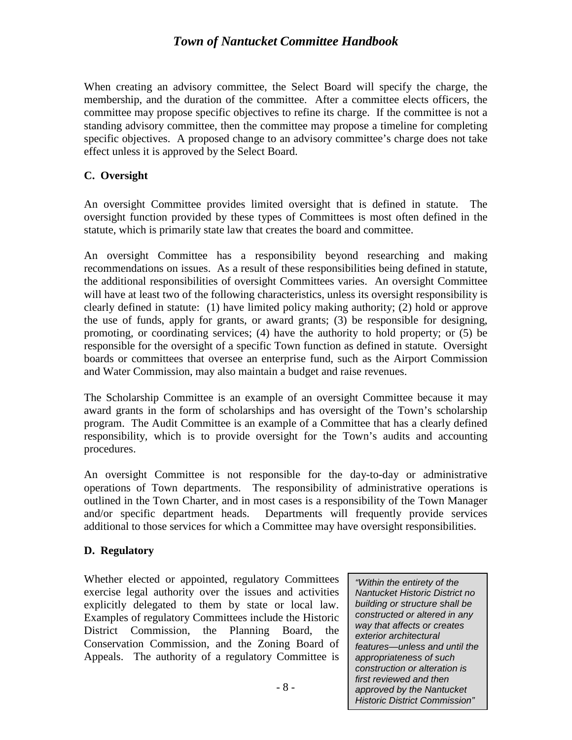When creating an advisory committee, the Select Board will specify the charge, the membership, and the duration of the committee. After a committee elects officers, the committee may propose specific objectives to refine its charge. If the committee is not a standing advisory committee, then the committee may propose a timeline for completing specific objectives. A proposed change to an advisory committee's charge does not take effect unless it is approved by the Select Board.

### C. Oversight

An oversight Committee provides limited oversight that is defined in statute. The oversight function provided by these types of Committees is most often defined in the statute, which is primarily state law that creates the board and committee.

An oversight Committee has a responsibility beyond researching and making recommendations on issues. As a result of these responsibilities being defined in statute, the additional responsibilities of oversight Committees varies. An oversight Committee will have at least two of the following characteristics, unless its oversight responsibility is clearly defined in statute: (1) have limited policy making authority; (2) hold or approve the use of funds, apply for grants, or award grants; (3) be responsible for designing, promoting, or coordinating services; (4) have the authority to hold property; or (5) be responsible for the oversight of a specific Town function as defined in statute. Oversight boards or committees that oversee an enterprise fund, such as the Airport Commission and Water Commission, may also maintain a budget and raise revenues.

The Scholarship Committee is an example of an oversight Committee because it may award grants in the form of scholarships and has oversight of the Town's scholarship program. The Audit Committee is an example of a Committee that has a clearly defined responsibility, which is to provide oversight for the Town's audits and accounting procedures.

An oversight Committee is not responsible for the day-to-day or administrative operations of Town departments. The responsibility of administrative operations is outlined in the Town Charter, and in most cases is a responsibility of the Town Manager and/or specific department heads. Departments will frequently provide services additional to those services for which a Committee may have oversight responsibilities.

### D. Regulatory

Whether elected or appointed, regulatory Committees exercise legal authority over the issues and activities explicitly delegated to them by state or local law. Examples of regulatory Committees include the Historic District Commission, the Planning Board, the Conservation Commission, and the Zoning Board of Appeals. The authority of a regulatory Committee is

> *"Within the entirety of the Nantucket Historic District no building or structure shall be constructed or altered in any way that affects or creates exterior architectural features—unless and until the appropriateness of such construction or alteration is first reviewed and then approved by the Nantucket Historic District Commission"*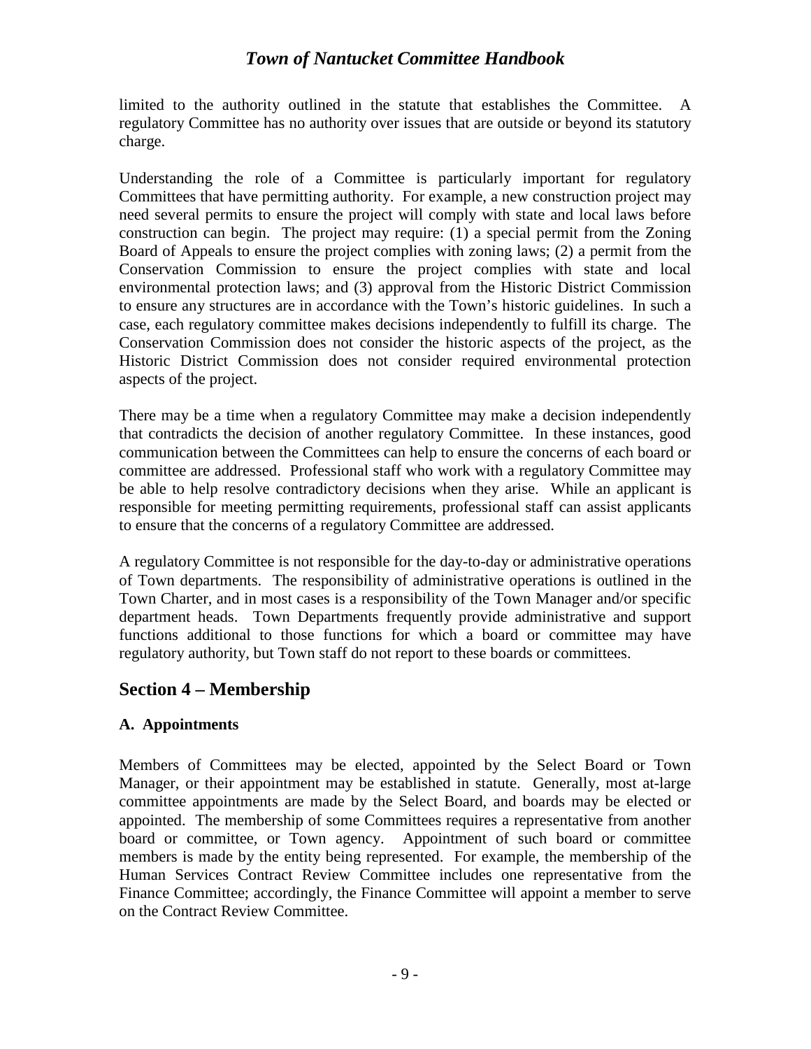limited to the authority outlined in the statute that establishes the Committee. A regulatory Committee has no authority over issues that are outside or beyond its statutory charge.

Understanding the role of a Committee is particularly important for regulatory Committees that have permitting authority. For example, a new construction project may need several permits to ensure the project will comply with state and local laws before construction can begin. The project may require: (1) a special permit from the Zoning Board of Appeals to ensure the project complies with zoning laws; (2) a permit from the Conservation Commission to ensure the project complies with state and local environmental protection laws; and (3) approval from the Historic District Commission to ensure any structures are in accordance with the Town's historic guidelines. In such a case, each regulatory committee makes decisions independently to fulfill its charge. The Conservation Commission does not consider the historic aspects of the project, as the Historic District Commission does not consider required environmental protection aspects of the project.

There may be a time when a regulatory Committee may make a decision independently that contradicts the decision of another regulatory Committee. In these instances, good communication between the Committees can help to ensure the concerns of each board or committee are addressed. Professional staff who work with a regulatory Committee may be able to help resolve contradictory decisions when they arise. While an applicant is responsible for meeting permitting requirements, professional staff can assist applicants to ensure that the concerns of a regulatory Committee are addressed.

A regulatory Committee is not responsible for the day-to-day or administrative operations of Town departments. The responsibility of administrative operations is outlined in the Town Charter, and in most cases is a responsibility of the Town Manager and/or specific department heads. Town Departments frequently provide administrative and support functions additional to those functions for which a board or committee may have regulatory authority, but Town staff do not report to these boards or committees.

## Section 4 – Membership

### A. Appointments

Members of Committees may be elected, appointed by the Select Board or Town Manager, or their appointment may be established in statute. Generally, most at-large committee appointments are made by the Select Board, and boards may be elected or appointed. The membership of some Committees requires a representative from another board or committee, or Town agency. Appointment of such board or committee members is made by the entity being represented. For example, the membership of the Human Services Contract Review Committee includes one representative from the Finance Committee; accordingly, the Finance Committee will appoint a member to serve on the Contract Review Committee.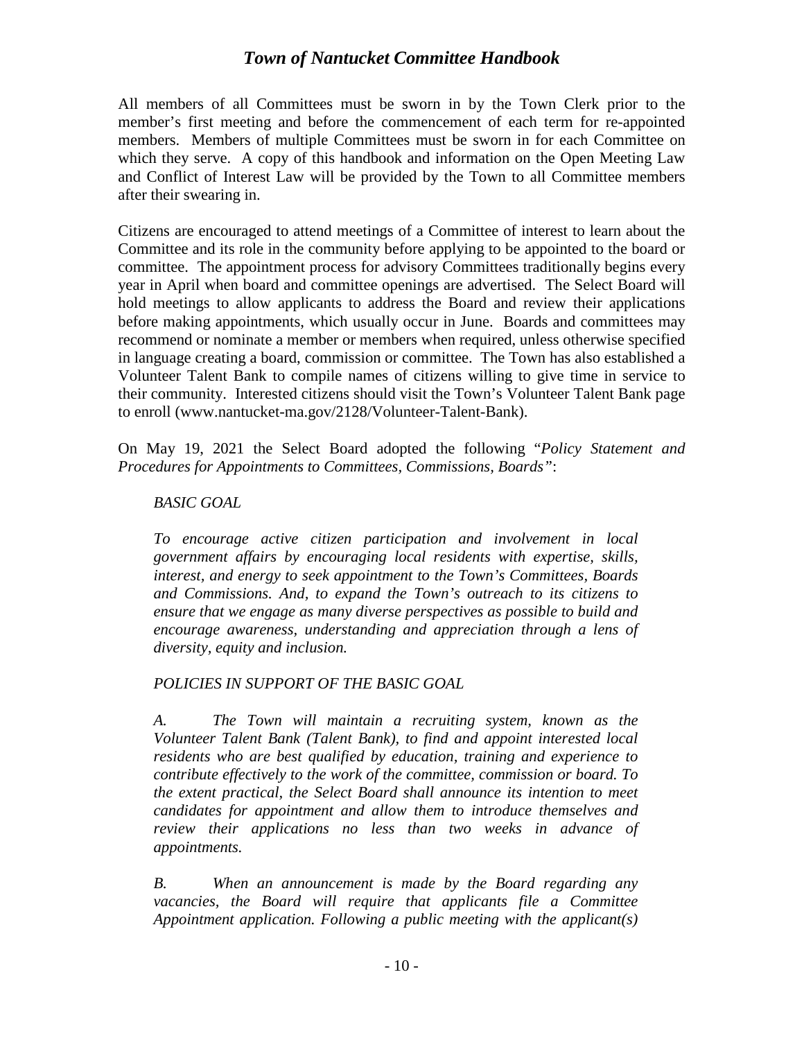All members of all Committees must be sworn in by the Town Clerk prior to the member's first meeting and before the commencement of each term for re-appointed members. Members of multiple Committees must be sworn in for each Committee on which they serve. A copy of this handbook and information on the Open Meeting Law and Conflict of Interest Law will be provided by the Town to all Committee members after their swearing in.

Citizens are encouraged to attend meetings of a Committee of interest to learn about the Committee and its role in the community before applying to be appointed to the board or committee. The appointment process for advisory Committees traditionally begins every year in April when board and committee openings are advertised. The Select Board will hold meetings to allow applicants to address the Board and review their applications before making appointments, which usually occur in June. Boards and committees may recommend or nominate a member or members when required, unless otherwise specified in language creating a board, commission or committee. The Town has also established a Volunteer Talent Bank to compile names of citizens willing to give time in service to their community. Interested citizens should visit the Town's Volunteer Talent Bank page to enroll (www.nantucket-ma.gov/2128/Volunteer-Talent-Bank).

On May 19, 2021 the Select Board adopted the following "*Policy Statement and Procedures for Appointments to Committees, Commissions, Boards"*:

> *BASIC GOAL*
>
> *To encourage active citizen participation and involvement in local government affairs by encouraging local residents with expertise, skills, interest, and energy to seek appointment to the Town's Committees, Boards and Commissions. And, to expand the Town's outreach to its citizens to ensure that we engage as many diverse perspectives as possible to build and encourage awareness, understanding and appreciation through a lens of diversity, equity and inclusion.*
>
> *POLICIES IN SUPPORT OF THE BASIC GOAL*
>
> *A. The Town will maintain a recruiting system, known as the Volunteer Talent Bank (Talent Bank), to find and appoint interested local residents who are best qualified by education, training and experience to contribute effectively to the work of the committee, commission or board. To the extent practical, the Select Board shall announce its intention to meet candidates for appointment and allow them to introduce themselves and review their applications no less than two weeks in advance of appointments.*
>
> *B. When an announcement is made by the Board regarding any vacancies, the Board will require that applicants file a Committee Appointment application. Following a public meeting with the applicant(s)*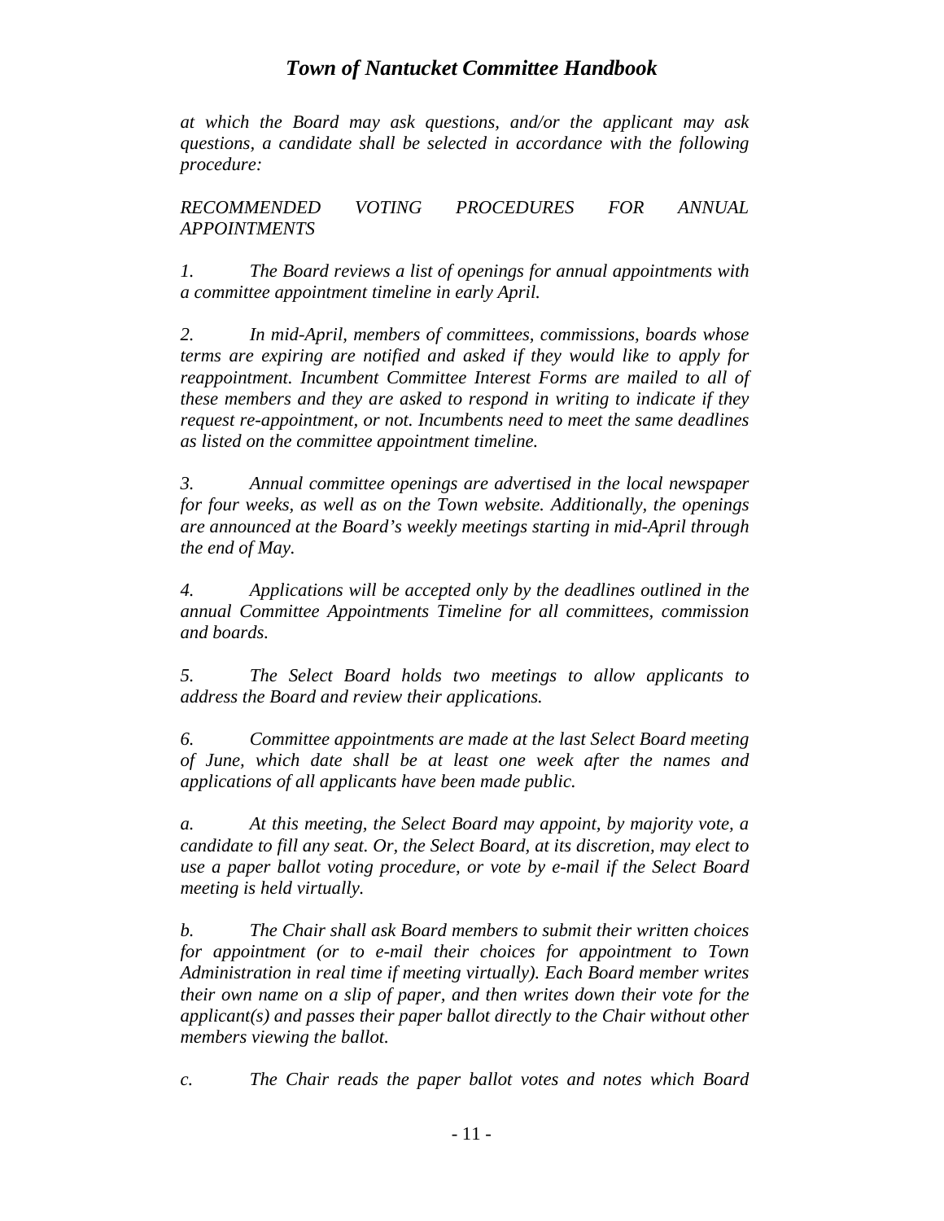*at which the Board may ask questions, and/or the applicant may ask questions, a candidate shall be selected in accordance with the following procedure:*

*RECOMMENDED VOTING PROCEDURES FOR ANNUAL APPOINTMENTS*

*1. The Board reviews a list of openings for annual appointments with a committee appointment timeline in early April.*

*2. In mid-April, members of committees, commissions, boards whose terms are expiring are notified and asked if they would like to apply for reappointment. Incumbent Committee Interest Forms are mailed to all of these members and they are asked to respond in writing to indicate if they request re-appointment, or not. Incumbents need to meet the same deadlines as listed on the committee appointment timeline.*

*3. Annual committee openings are advertised in the local newspaper for four weeks, as well as on the Town website. Additionally, the openings are announced at the Board's weekly meetings starting in mid-April through the end of May.*

*4. Applications will be accepted only by the deadlines outlined in the annual Committee Appointments Timeline for all committees, commission and boards.*

*5. The Select Board holds two meetings to allow applicants to address the Board and review their applications.*

*6. Committee appointments are made at the last Select Board meeting of June, which date shall be at least one week after the names and applications of all applicants have been made public.*

*a. At this meeting, the Select Board may appoint, by majority vote, a candidate to fill any seat. Or, the Select Board, at its discretion, may elect to use a paper ballot voting procedure, or vote by e-mail if the Select Board meeting is held virtually.*

*b. The Chair shall ask Board members to submit their written choices for appointment (or to e-mail their choices for appointment to Town Administration in real time if meeting virtually). Each Board member writes their own name on a slip of paper, and then writes down their vote for the applicant(s) and passes their paper ballot directly to the Chair without other members viewing the ballot.*

*c. The Chair reads the paper ballot votes and notes which Board*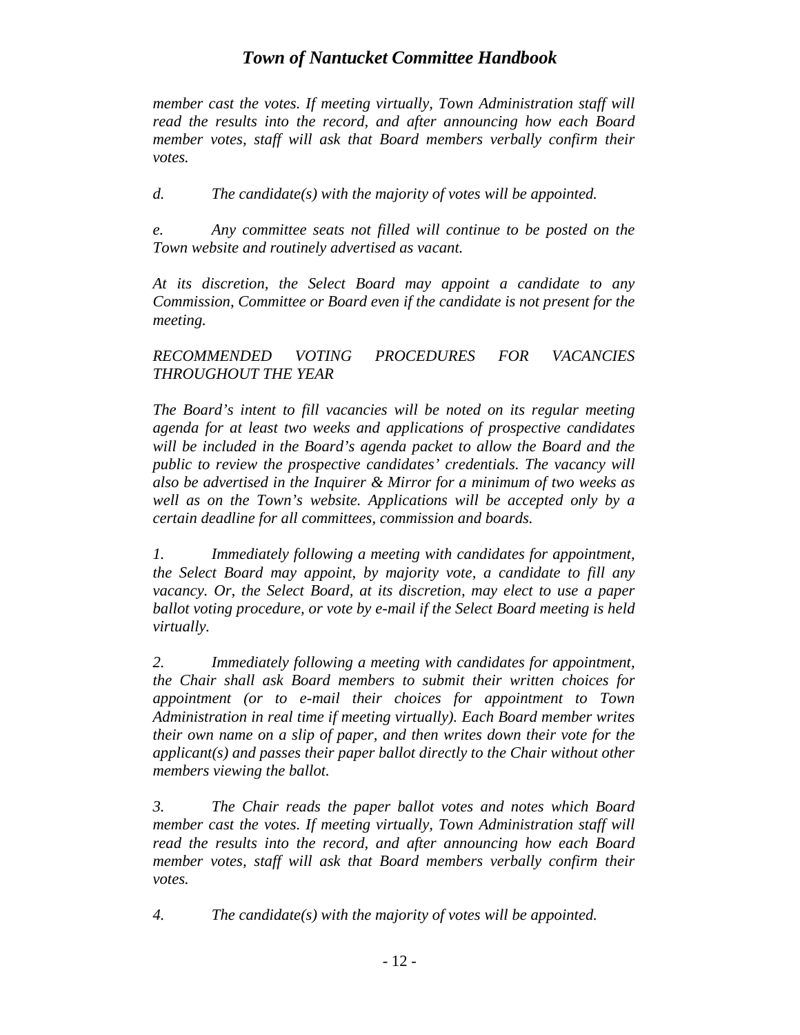*member cast the votes. If meeting virtually, Town Administration staff will read the results into the record, and after announcing how each Board member votes, staff will ask that Board members verbally confirm their votes.*

*d. The candidate(s) with the majority of votes will be appointed.*

*e. Any committee seats not filled will continue to be posted on the Town website and routinely advertised as vacant.*

*At its discretion, the Select Board may appoint a candidate to any Commission, Committee or Board even if the candidate is not present for the meeting.*

*RECOMMENDED VOTING PROCEDURES FOR VACANCIES THROUGHOUT THE YEAR*

*The Board's intent to fill vacancies will be noted on its regular meeting agenda for at least two weeks and applications of prospective candidates will be included in the Board's agenda packet to allow the Board and the public to review the prospective candidates' credentials. The vacancy will also be advertised in the Inquirer & Mirror for a minimum of two weeks as well as on the Town's website. Applications will be accepted only by a certain deadline for all committees, commission and boards.*

*1. Immediately following a meeting with candidates for appointment, the Select Board may appoint, by majority vote, a candidate to fill any vacancy. Or, the Select Board, at its discretion, may elect to use a paper ballot voting procedure, or vote by e-mail if the Select Board meeting is held virtually.*

*2. Immediately following a meeting with candidates for appointment, the Chair shall ask Board members to submit their written choices for appointment (or to e-mail their choices for appointment to Town Administration in real time if meeting virtually). Each Board member writes their own name on a slip of paper, and then writes down their vote for the applicant(s) and passes their paper ballot directly to the Chair without other members viewing the ballot.*

*3. The Chair reads the paper ballot votes and notes which Board member cast the votes. If meeting virtually, Town Administration staff will read the results into the record, and after announcing how each Board member votes, staff will ask that Board members verbally confirm their votes.*

*4. The candidate(s) with the majority of votes will be appointed.*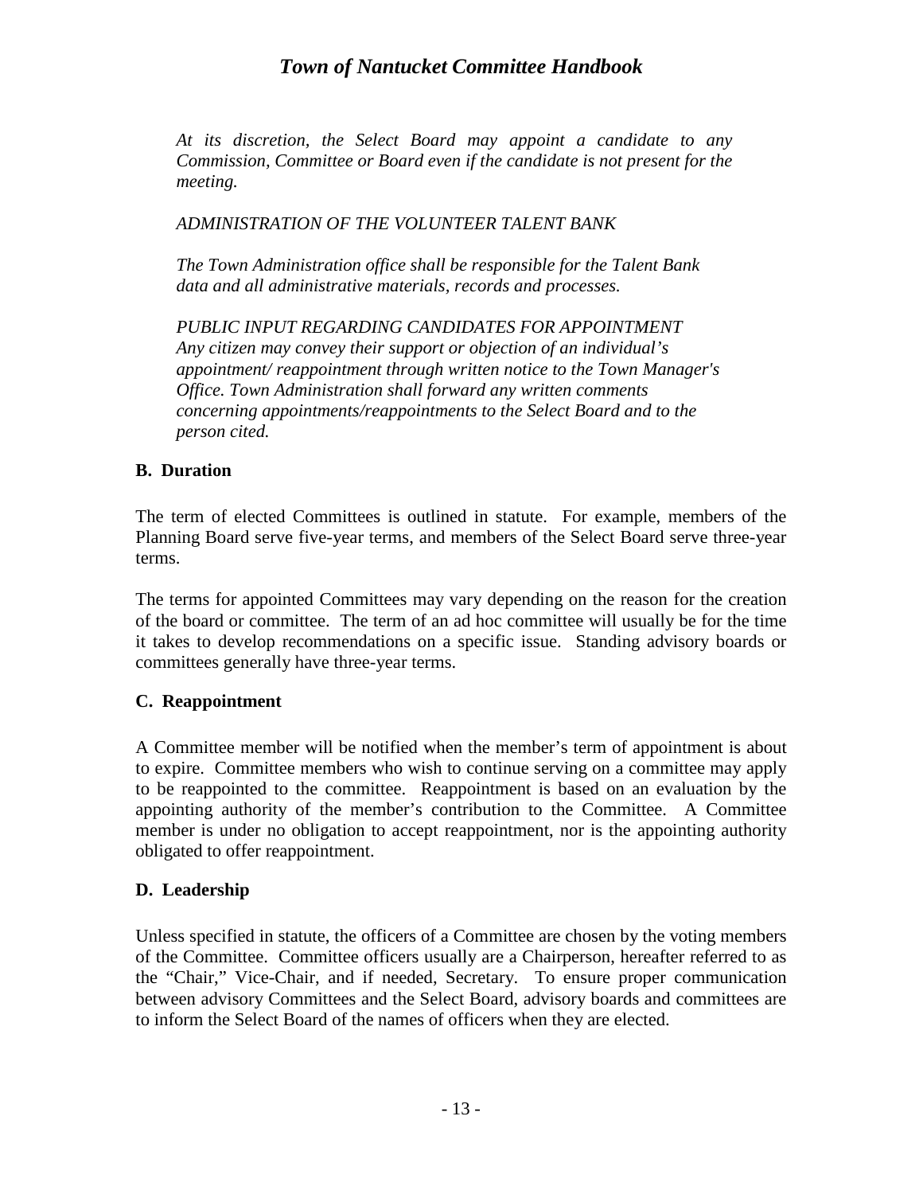*At its discretion, the Select Board may appoint a candidate to any Commission, Committee or Board even if the candidate is not present for the meeting.*

*ADMINISTRATION OF THE VOLUNTEER TALENT BANK*

*The Town Administration office shall be responsible for the Talent Bank data and all administrative materials, records and processes.*

*PUBLIC INPUT REGARDING CANDIDATES FOR APPOINTMENT*
*Any citizen may convey their support or objection of an individual's appointment/ reappointment through written notice to the Town Manager's Office. Town Administration shall forward any written comments concerning appointments/reappointments to the Select Board and to the person cited.*

### B. Duration

The term of elected Committees is outlined in statute. For example, members of the Planning Board serve five-year terms, and members of the Select Board serve three-year terms.

The terms for appointed Committees may vary depending on the reason for the creation of the board or committee. The term of an ad hoc committee will usually be for the time it takes to develop recommendations on a specific issue. Standing advisory boards or committees generally have three-year terms.

### C. Reappointment

A Committee member will be notified when the member's term of appointment is about to expire. Committee members who wish to continue serving on a committee may apply to be reappointed to the committee. Reappointment is based on an evaluation by the appointing authority of the member's contribution to the Committee. A Committee member is under no obligation to accept reappointment, nor is the appointing authority obligated to offer reappointment.

### D. Leadership

Unless specified in statute, the officers of a Committee are chosen by the voting members of the Committee. Committee officers usually are a Chairperson, hereafter referred to as the "Chair," Vice-Chair, and if needed, Secretary. To ensure proper communication between advisory Committees and the Select Board, advisory boards and committees are to inform the Select Board of the names of officers when they are elected.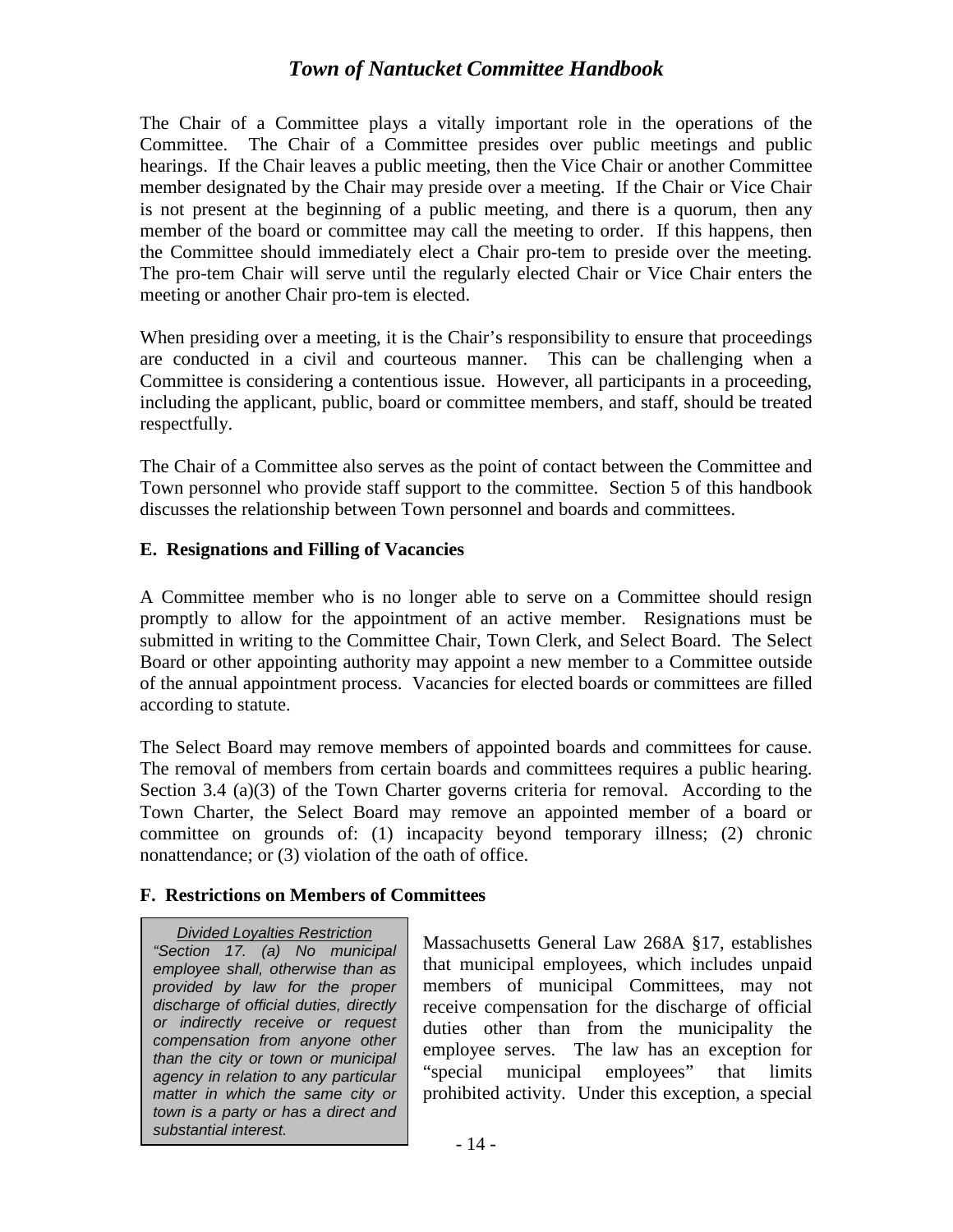The Chair of a Committee plays a vitally important role in the operations of the Committee. The Chair of a Committee presides over public meetings and public hearings. If the Chair leaves a public meeting, then the Vice Chair or another Committee member designated by the Chair may preside over a meeting. If the Chair or Vice Chair is not present at the beginning of a public meeting, and there is a quorum, then any member of the board or committee may call the meeting to order. If this happens, then the Committee should immediately elect a Chair pro-tem to preside over the meeting. The pro-tem Chair will serve until the regularly elected Chair or Vice Chair enters the meeting or another Chair pro-tem is elected.

When presiding over a meeting, it is the Chair's responsibility to ensure that proceedings are conducted in a civil and courteous manner. This can be challenging when a Committee is considering a contentious issue. However, all participants in a proceeding, including the applicant, public, board or committee members, and staff, should be treated respectfully.

The Chair of a Committee also serves as the point of contact between the Committee and Town personnel who provide staff support to the committee. Section 5 of this handbook discusses the relationship between Town personnel and boards and committees.

### E. Resignations and Filling of Vacancies

A Committee member who is no longer able to serve on a Committee should resign promptly to allow for the appointment of an active member. Resignations must be submitted in writing to the Committee Chair, Town Clerk, and Select Board. The Select Board or other appointing authority may appoint a new member to a Committee outside of the annual appointment process. Vacancies for elected boards or committees are filled according to statute.

The Select Board may remove members of appointed boards and committees for cause. The removal of members from certain boards and committees requires a public hearing. Section 3.4 (a)(3) of the Town Charter governs criteria for removal. According to the Town Charter, the Select Board may remove an appointed member of a board or committee on grounds of: (1) incapacity beyond temporary illness; (2) chronic nonattendance; or (3) violation of the oath of office.

### F. Restrictions on Members of Committees

> *Divided Loyalties Restriction*
>
> *"Section 17. (a) No municipal employee shall, otherwise than as provided by law for the proper discharge of official duties, directly or indirectly receive or request compensation from anyone other than the city or town or municipal agency in relation to any particular matter in which the same city or town is a party or has a direct and substantial interest.*

Massachusetts General Law 268A §17, establishes that municipal employees, which includes unpaid members of municipal Committees, may not receive compensation for the discharge of official duties other than from the municipality the employee serves. The law has an exception for "special municipal employees" that limits prohibited activity. Under this exception, a special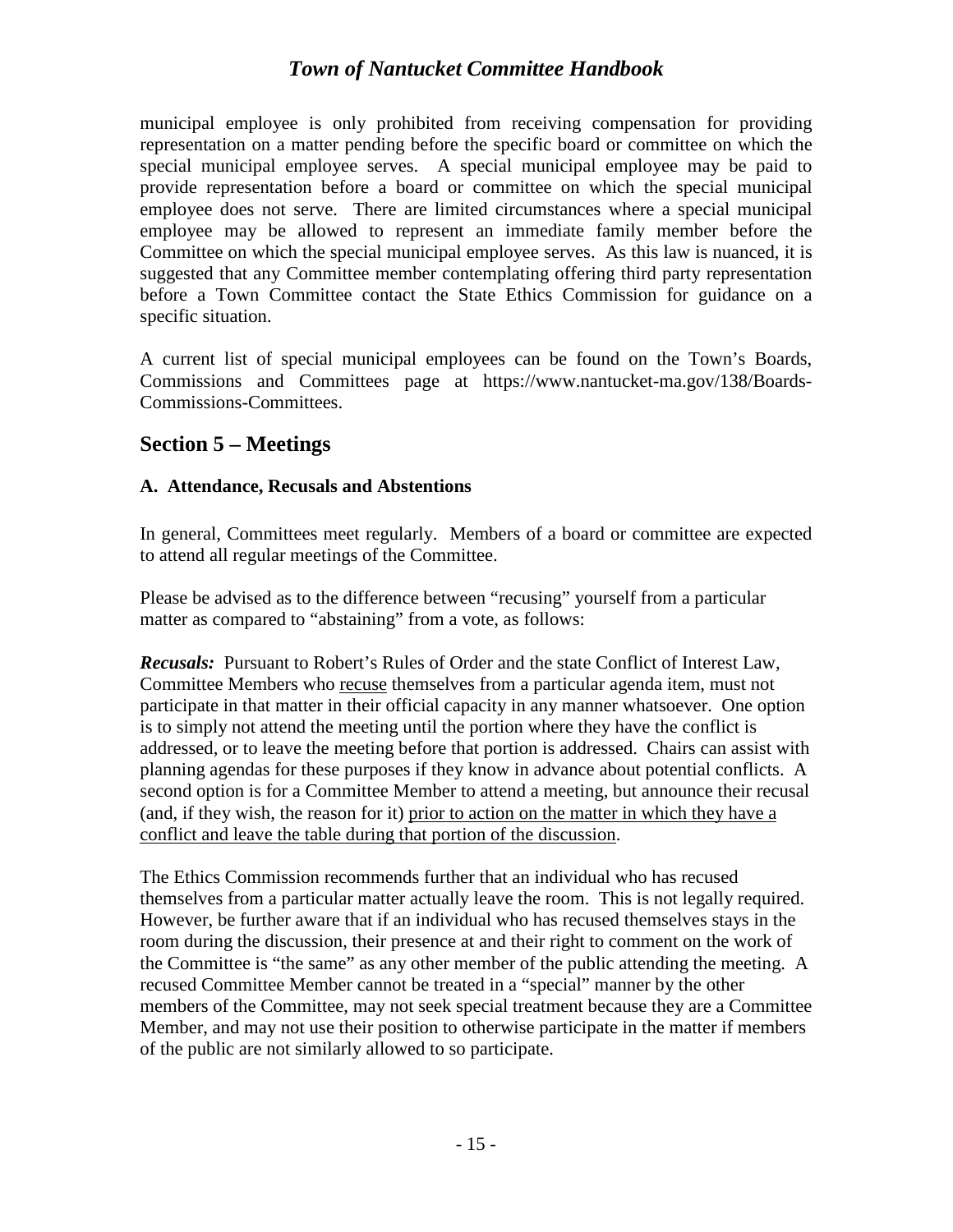municipal employee is only prohibited from receiving compensation for providing representation on a matter pending before the specific board or committee on which the special municipal employee serves. A special municipal employee may be paid to provide representation before a board or committee on which the special municipal employee does not serve. There are limited circumstances where a special municipal employee may be allowed to represent an immediate family member before the Committee on which the special municipal employee serves. As this law is nuanced, it is suggested that any Committee member contemplating offering third party representation before a Town Committee contact the State Ethics Commission for guidance on a specific situation.

A current list of special municipal employees can be found on the Town's Boards, Commissions and Committees page at https://www.nantucket-ma.gov/138/Boards-Commissions-Committees.

## Section 5 – Meetings

### A. Attendance, Recusals and Abstentions

In general, Committees meet regularly. Members of a board or committee are expected to attend all regular meetings of the Committee.

Please be advised as to the difference between "recusing" yourself from a particular matter as compared to "abstaining" from a vote, as follows:

***Recusals:*** Pursuant to Robert's Rules of Order and the state Conflict of Interest Law, Committee Members who recuse themselves from a particular agenda item, must not participate in that matter in their official capacity in any manner whatsoever. One option is to simply not attend the meeting until the portion where they have the conflict is addressed, or to leave the meeting before that portion is addressed. Chairs can assist with planning agendas for these purposes if they know in advance about potential conflicts. A second option is for a Committee Member to attend a meeting, but announce their recusal (and, if they wish, the reason for it) prior to action on the matter in which they have a conflict and leave the table during that portion of the discussion.

The Ethics Commission recommends further that an individual who has recused themselves from a particular matter actually leave the room. This is not legally required. However, be further aware that if an individual who has recused themselves stays in the room during the discussion, their presence at and their right to comment on the work of the Committee is "the same" as any other member of the public attending the meeting. A recused Committee Member cannot be treated in a "special" manner by the other members of the Committee, may not seek special treatment because they are a Committee Member, and may not use their position to otherwise participate in the matter if members of the public are not similarly allowed to so participate.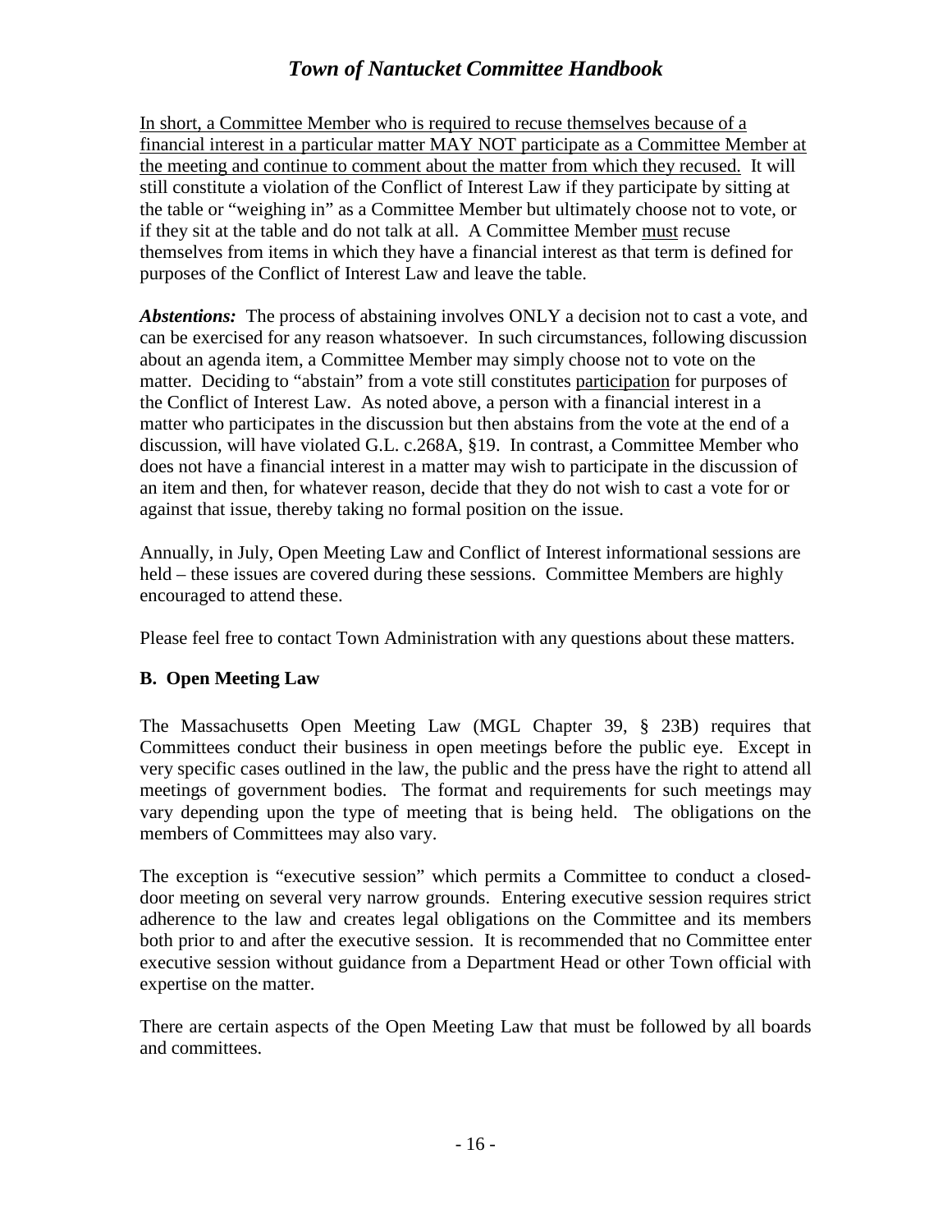<u>In short, a Committee Member who is required to recuse themselves because of a financial interest in a particular matter MAY NOT participate as a Committee Member at the meeting and continue to comment about the matter from which they recused.</u> It will still constitute a violation of the Conflict of Interest Law if they participate by sitting at the table or "weighing in" as a Committee Member but ultimately choose not to vote, or if they sit at the table and do not talk at all. A Committee Member <u>must</u> recuse themselves from items in which they have a financial interest as that term is defined for purposes of the Conflict of Interest Law and leave the table.

***Abstentions:*** The process of abstaining involves ONLY a decision not to cast a vote, and can be exercised for any reason whatsoever. In such circumstances, following discussion about an agenda item, a Committee Member may simply choose not to vote on the matter. Deciding to "abstain" from a vote still constitutes <u>participation</u> for purposes of the Conflict of Interest Law. As noted above, a person with a financial interest in a matter who participates in the discussion but then abstains from the vote at the end of a discussion, will have violated G.L. c.268A, §19. In contrast, a Committee Member who does not have a financial interest in a matter may wish to participate in the discussion of an item and then, for whatever reason, decide that they do not wish to cast a vote for or against that issue, thereby taking no formal position on the issue.

Annually, in July, Open Meeting Law and Conflict of Interest informational sessions are held – these issues are covered during these sessions. Committee Members are highly encouraged to attend these.

Please feel free to contact Town Administration with any questions about these matters.

### B. Open Meeting Law

The Massachusetts Open Meeting Law (MGL Chapter 39, § 23B) requires that Committees conduct their business in open meetings before the public eye. Except in very specific cases outlined in the law, the public and the press have the right to attend all meetings of government bodies. The format and requirements for such meetings may vary depending upon the type of meeting that is being held. The obligations on the members of Committees may also vary.

The exception is "executive session" which permits a Committee to conduct a closed-door meeting on several very narrow grounds. Entering executive session requires strict adherence to the law and creates legal obligations on the Committee and its members both prior to and after the executive session. It is recommended that no Committee enter executive session without guidance from a Department Head or other Town official with expertise on the matter.

There are certain aspects of the Open Meeting Law that must be followed by all boards and committees.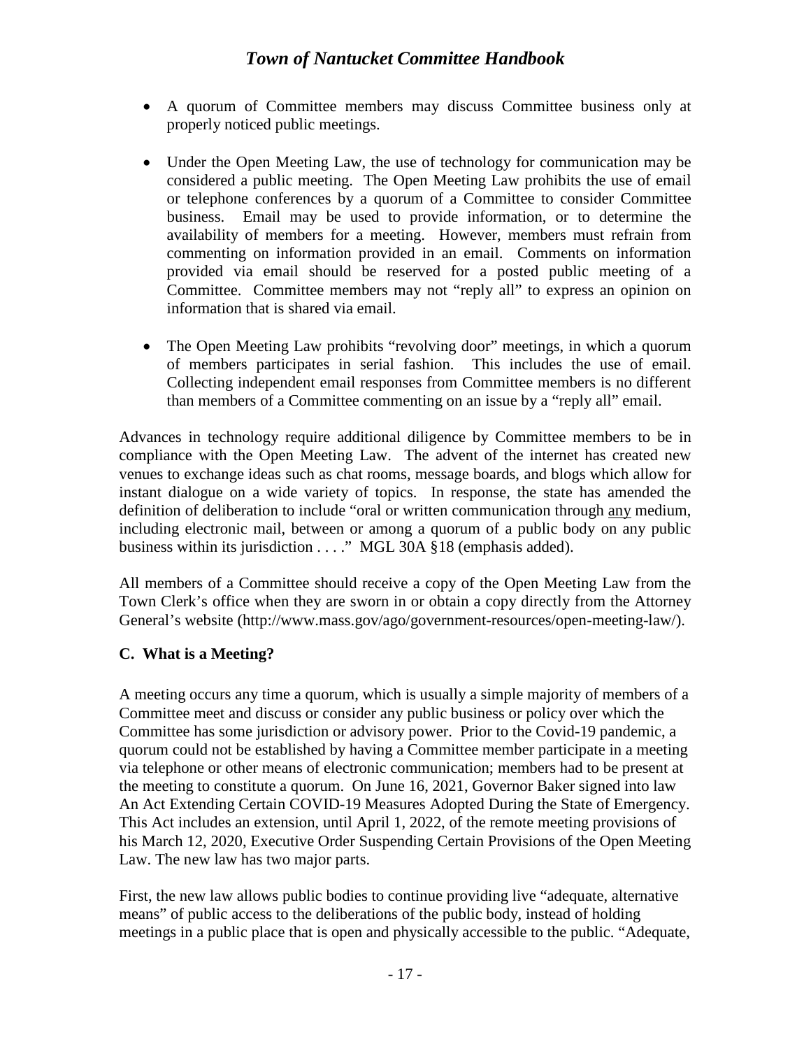- A quorum of Committee members may discuss Committee business only at properly noticed public meetings.

- Under the Open Meeting Law, the use of technology for communication may be considered a public meeting. The Open Meeting Law prohibits the use of email or telephone conferences by a quorum of a Committee to consider Committee business. Email may be used to provide information, or to determine the availability of members for a meeting. However, members must refrain from commenting on information provided in an email. Comments on information provided via email should be reserved for a posted public meeting of a Committee. Committee members may not "reply all" to express an opinion on information that is shared via email.

- The Open Meeting Law prohibits "revolving door" meetings, in which a quorum of members participates in serial fashion. This includes the use of email. Collecting independent email responses from Committee members is no different than members of a Committee commenting on an issue by a "reply all" email.

Advances in technology require additional diligence by Committee members to be in compliance with the Open Meeting Law. The advent of the internet has created new venues to exchange ideas such as chat rooms, message boards, and blogs which allow for instant dialogue on a wide variety of topics. In response, the state has amended the definition of deliberation to include "oral or written communication through <u>any</u> medium, including electronic mail, between or among a quorum of a public body on any public business within its jurisdiction . . . ." MGL 30A §18 (emphasis added).

All members of a Committee should receive a copy of the Open Meeting Law from the Town Clerk's office when they are sworn in or obtain a copy directly from the Attorney General's website (http://www.mass.gov/ago/government-resources/open-meeting-law/).

### C. What is a Meeting?

A meeting occurs any time a quorum, which is usually a simple majority of members of a Committee meet and discuss or consider any public business or policy over which the Committee has some jurisdiction or advisory power. Prior to the Covid-19 pandemic, a quorum could not be established by having a Committee member participate in a meeting via telephone or other means of electronic communication; members had to be present at the meeting to constitute a quorum. On June 16, 2021, Governor Baker signed into law An Act Extending Certain COVID-19 Measures Adopted During the State of Emergency. This Act includes an extension, until April 1, 2022, of the remote meeting provisions of his March 12, 2020, Executive Order Suspending Certain Provisions of the Open Meeting Law. The new law has two major parts.

First, the new law allows public bodies to continue providing live "adequate, alternative means" of public access to the deliberations of the public body, instead of holding meetings in a public place that is open and physically accessible to the public. "Adequate,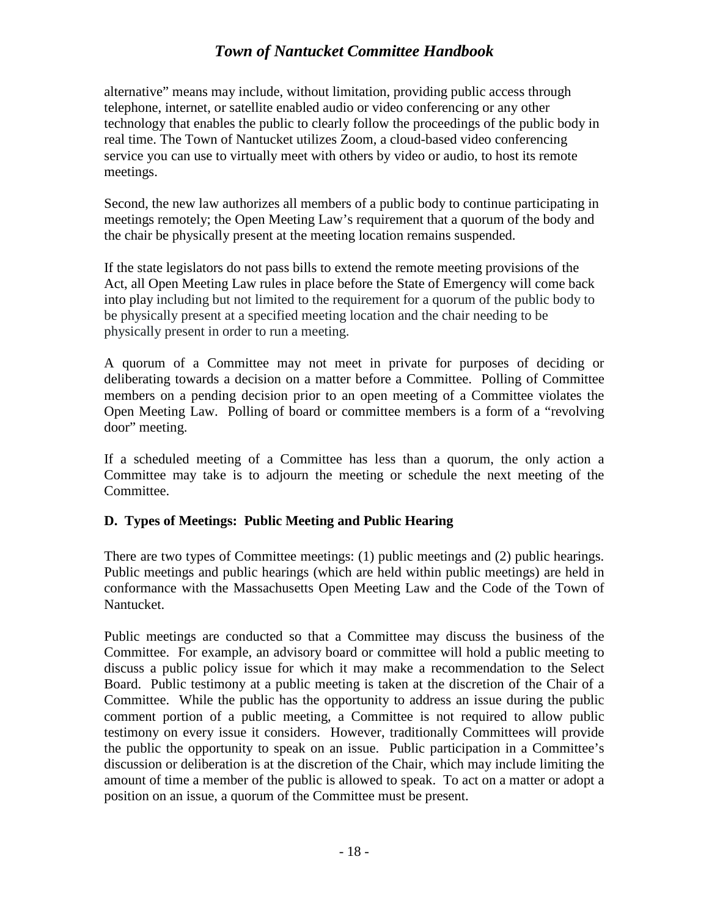alternative" means may include, without limitation, providing public access through telephone, internet, or satellite enabled audio or video conferencing or any other technology that enables the public to clearly follow the proceedings of the public body in real time. The Town of Nantucket utilizes Zoom, a cloud-based video conferencing service you can use to virtually meet with others by video or audio, to host its remote meetings.

Second, the new law authorizes all members of a public body to continue participating in meetings remotely; the Open Meeting Law's requirement that a quorum of the body and the chair be physically present at the meeting location remains suspended.

If the state legislators do not pass bills to extend the remote meeting provisions of the Act, all Open Meeting Law rules in place before the State of Emergency will come back into play including but not limited to the requirement for a quorum of the public body to be physically present at a specified meeting location and the chair needing to be physically present in order to run a meeting.

A quorum of a Committee may not meet in private for purposes of deciding or deliberating towards a decision on a matter before a Committee. Polling of Committee members on a pending decision prior to an open meeting of a Committee violates the Open Meeting Law. Polling of board or committee members is a form of a "revolving door" meeting.

If a scheduled meeting of a Committee has less than a quorum, the only action a Committee may take is to adjourn the meeting or schedule the next meeting of the Committee.

### D. Types of Meetings: Public Meeting and Public Hearing

There are two types of Committee meetings: (1) public meetings and (2) public hearings. Public meetings and public hearings (which are held within public meetings) are held in conformance with the Massachusetts Open Meeting Law and the Code of the Town of Nantucket.

Public meetings are conducted so that a Committee may discuss the business of the Committee. For example, an advisory board or committee will hold a public meeting to discuss a public policy issue for which it may make a recommendation to the Select Board. Public testimony at a public meeting is taken at the discretion of the Chair of a Committee. While the public has the opportunity to address an issue during the public comment portion of a public meeting, a Committee is not required to allow public testimony on every issue it considers. However, traditionally Committees will provide the public the opportunity to speak on an issue. Public participation in a Committee's discussion or deliberation is at the discretion of the Chair, which may include limiting the amount of time a member of the public is allowed to speak. To act on a matter or adopt a position on an issue, a quorum of the Committee must be present.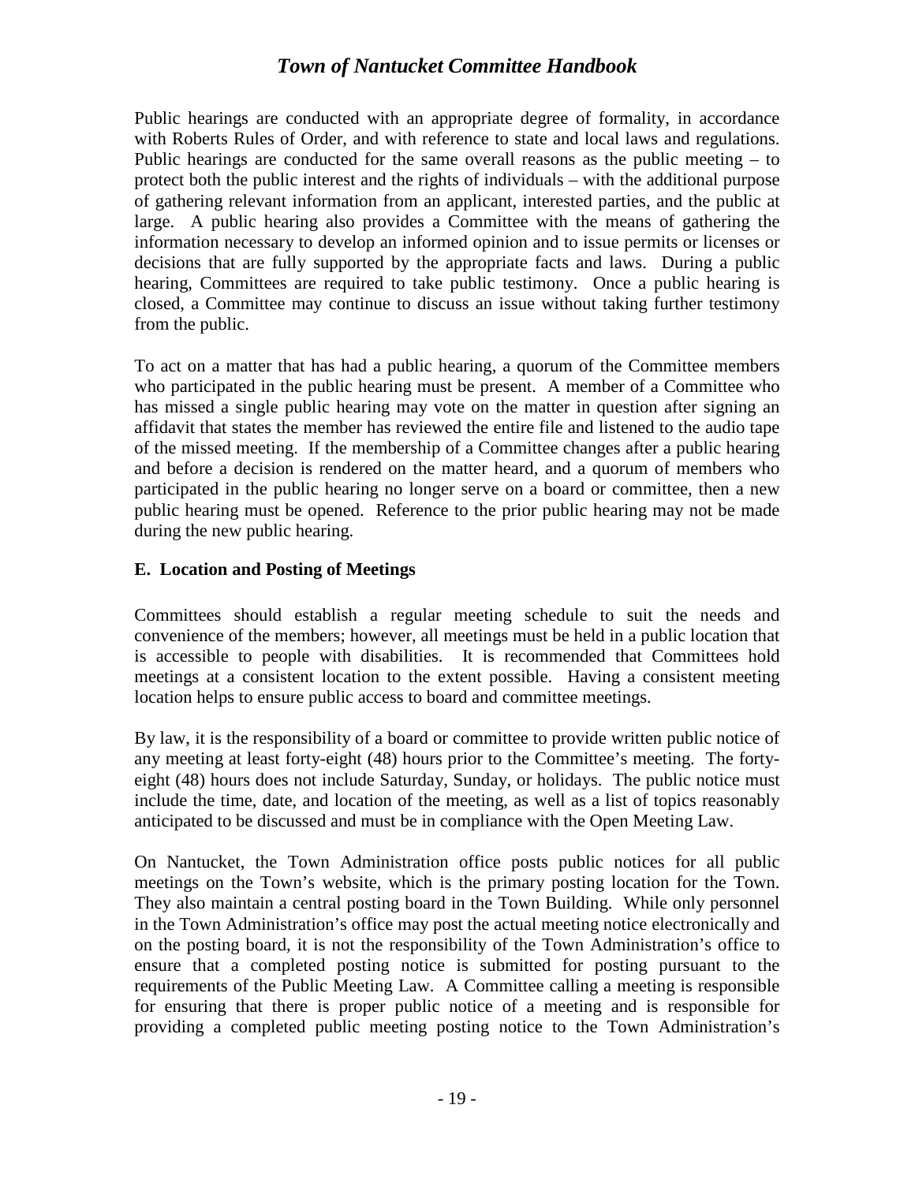Public hearings are conducted with an appropriate degree of formality, in accordance with Roberts Rules of Order, and with reference to state and local laws and regulations. Public hearings are conducted for the same overall reasons as the public meeting – to protect both the public interest and the rights of individuals – with the additional purpose of gathering relevant information from an applicant, interested parties, and the public at large. A public hearing also provides a Committee with the means of gathering the information necessary to develop an informed opinion and to issue permits or licenses or decisions that are fully supported by the appropriate facts and laws. During a public hearing, Committees are required to take public testimony. Once a public hearing is closed, a Committee may continue to discuss an issue without taking further testimony from the public.

To act on a matter that has had a public hearing, a quorum of the Committee members who participated in the public hearing must be present. A member of a Committee who has missed a single public hearing may vote on the matter in question after signing an affidavit that states the member has reviewed the entire file and listened to the audio tape of the missed meeting. If the membership of a Committee changes after a public hearing and before a decision is rendered on the matter heard, and a quorum of members who participated in the public hearing no longer serve on a board or committee, then a new public hearing must be opened. Reference to the prior public hearing may not be made during the new public hearing.

### E. Location and Posting of Meetings

Committees should establish a regular meeting schedule to suit the needs and convenience of the members; however, all meetings must be held in a public location that is accessible to people with disabilities. It is recommended that Committees hold meetings at a consistent location to the extent possible. Having a consistent meeting location helps to ensure public access to board and committee meetings.

By law, it is the responsibility of a board or committee to provide written public notice of any meeting at least forty-eight (48) hours prior to the Committee's meeting. The forty-eight (48) hours does not include Saturday, Sunday, or holidays. The public notice must include the time, date, and location of the meeting, as well as a list of topics reasonably anticipated to be discussed and must be in compliance with the Open Meeting Law.

On Nantucket, the Town Administration office posts public notices for all public meetings on the Town's website, which is the primary posting location for the Town. They also maintain a central posting board in the Town Building. While only personnel in the Town Administration's office may post the actual meeting notice electronically and on the posting board, it is not the responsibility of the Town Administration's office to ensure that a completed posting notice is submitted for posting pursuant to the requirements of the Public Meeting Law. A Committee calling a meeting is responsible for ensuring that there is proper public notice of a meeting and is responsible for providing a completed public meeting posting notice to the Town Administration's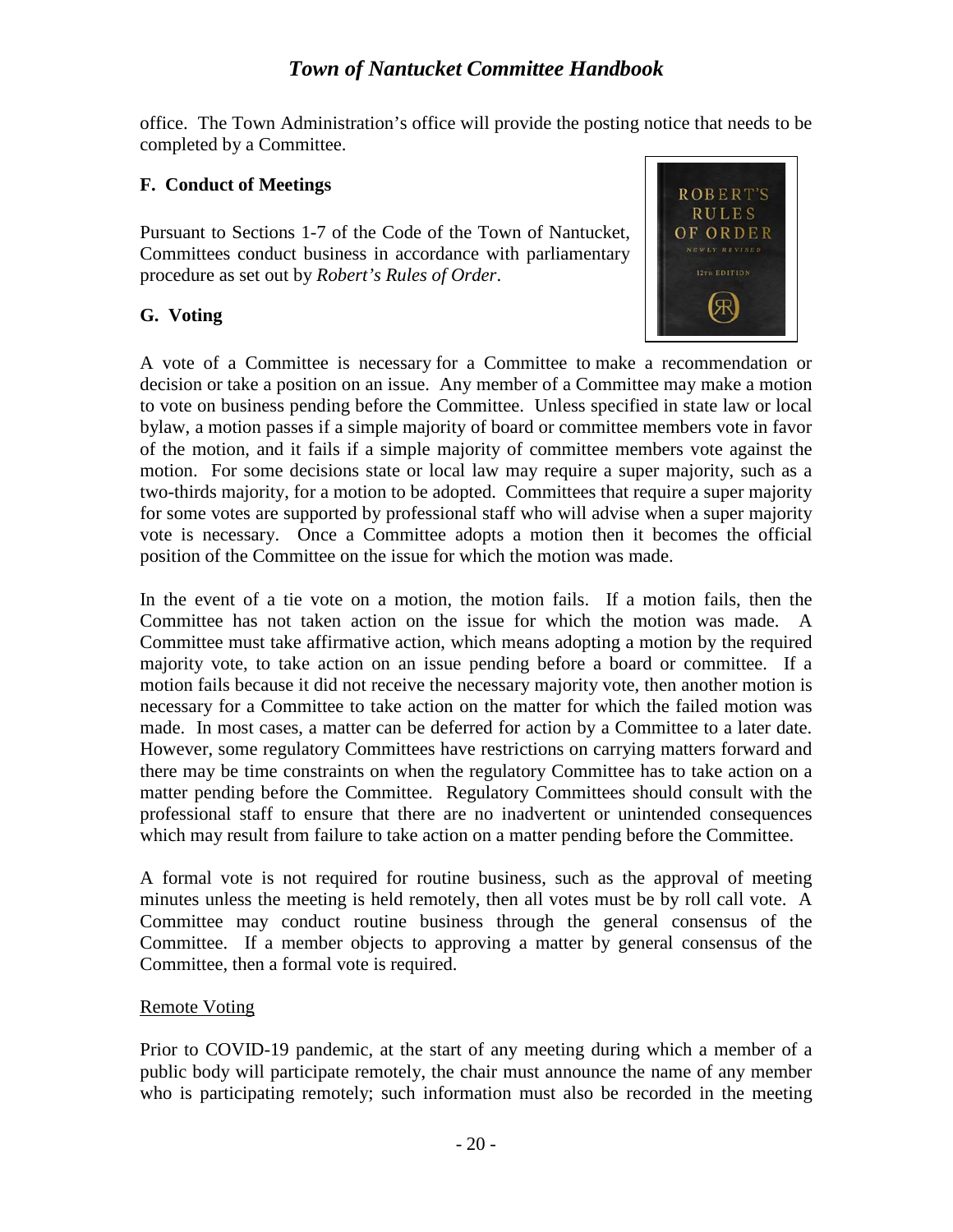office. The Town Administration's office will provide the posting notice that needs to be completed by a Committee.

### F. Conduct of Meetings

Pursuant to Sections 1-7 of the Code of the Town of Nantucket, Committees conduct business in accordance with parliamentary procedure as set out by *Robert's Rules of Order*.

### G. Voting

A vote of a Committee is necessary for a Committee to make a recommendation or decision or take a position on an issue. Any member of a Committee may make a motion to vote on business pending before the Committee. Unless specified in state law or local bylaw, a motion passes if a simple majority of board or committee members vote in favor of the motion, and it fails if a simple majority of committee members vote against the motion. For some decisions state or local law may require a super majority, such as a two-thirds majority, for a motion to be adopted. Committees that require a super majority for some votes are supported by professional staff who will advise when a super majority vote is necessary. Once a Committee adopts a motion then it becomes the official position of the Committee on the issue for which the motion was made.

In the event of a tie vote on a motion, the motion fails. If a motion fails, then the Committee has not taken action on the issue for which the motion was made. A Committee must take affirmative action, which means adopting a motion by the required majority vote, to take action on an issue pending before a board or committee. If a motion fails because it did not receive the necessary majority vote, then another motion is necessary for a Committee to take action on the matter for which the failed motion was made. In most cases, a matter can be deferred for action by a Committee to a later date. However, some regulatory Committees have restrictions on carrying matters forward and there may be time constraints on when the regulatory Committee has to take action on a matter pending before the Committee. Regulatory Committees should consult with the professional staff to ensure that there are no inadvertent or unintended consequences which may result from failure to take action on a matter pending before the Committee.

A formal vote is not required for routine business, such as the approval of meeting minutes unless the meeting is held remotely, then all votes must be by roll call vote. A Committee may conduct routine business through the general consensus of the Committee. If a member objects to approving a matter by general consensus of the Committee, then a formal vote is required.

<u>Remote Voting</u>

Prior to COVID-19 pandemic, at the start of any meeting during which a member of a public body will participate remotely, the chair must announce the name of any member who is participating remotely; such information must also be recorded in the meeting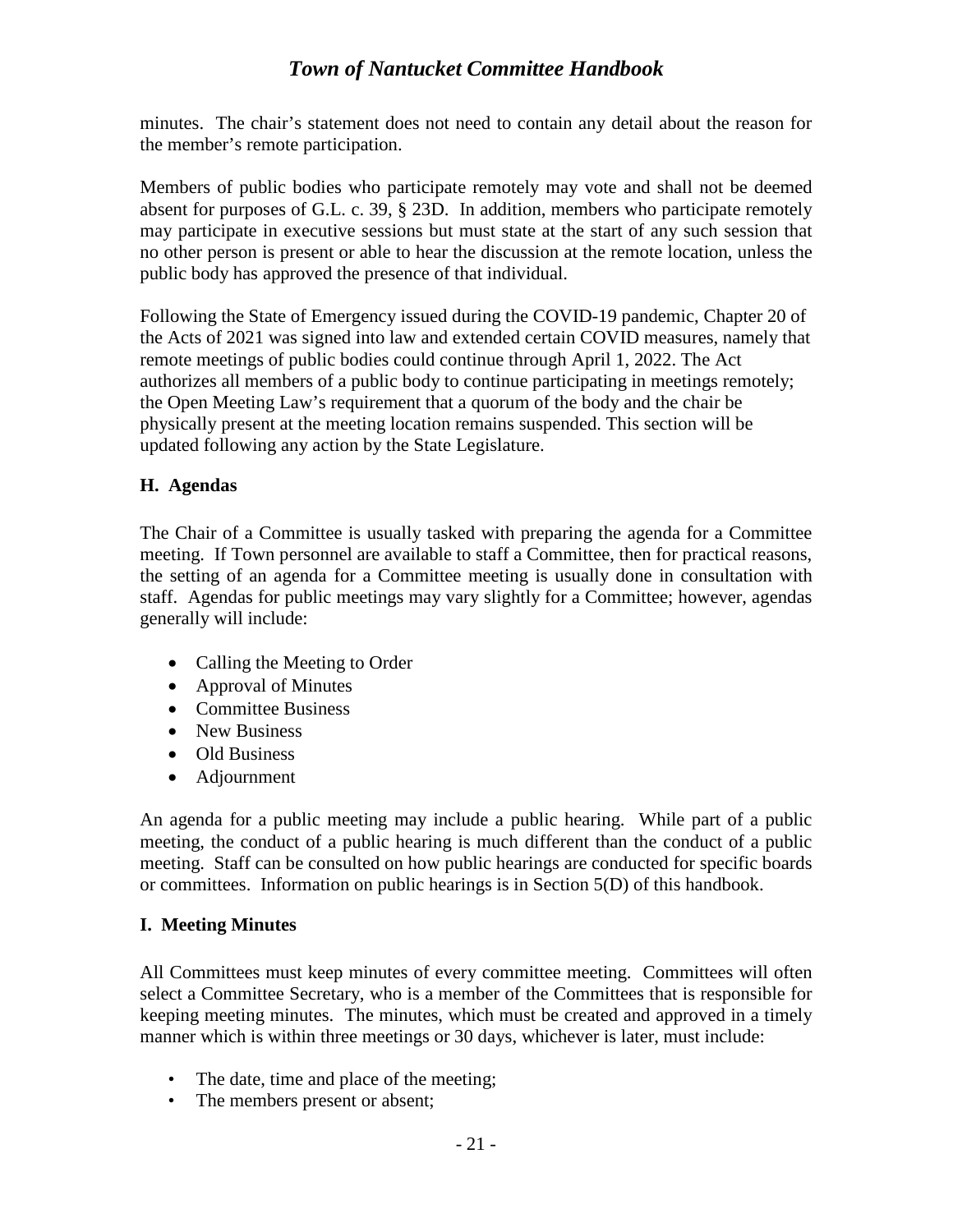minutes. The chair's statement does not need to contain any detail about the reason for the member's remote participation.

Members of public bodies who participate remotely may vote and shall not be deemed absent for purposes of G.L. c. 39, § 23D. In addition, members who participate remotely may participate in executive sessions but must state at the start of any such session that no other person is present or able to hear the discussion at the remote location, unless the public body has approved the presence of that individual.

Following the State of Emergency issued during the COVID-19 pandemic, Chapter 20 of the Acts of 2021 was signed into law and extended certain COVID measures, namely that remote meetings of public bodies could continue through April 1, 2022. The Act authorizes all members of a public body to continue participating in meetings remotely; the Open Meeting Law's requirement that a quorum of the body and the chair be physically present at the meeting location remains suspended. This section will be updated following any action by the State Legislature.

### H. Agendas

The Chair of a Committee is usually tasked with preparing the agenda for a Committee meeting. If Town personnel are available to staff a Committee, then for practical reasons, the setting of an agenda for a Committee meeting is usually done in consultation with staff. Agendas for public meetings may vary slightly for a Committee; however, agendas generally will include:

- Calling the Meeting to Order
- Approval of Minutes
- Committee Business
- New Business
- Old Business
- Adjournment

An agenda for a public meeting may include a public hearing. While part of a public meeting, the conduct of a public hearing is much different than the conduct of a public meeting. Staff can be consulted on how public hearings are conducted for specific boards or committees. Information on public hearings is in Section 5(D) of this handbook.

### I. Meeting Minutes

All Committees must keep minutes of every committee meeting. Committees will often select a Committee Secretary, who is a member of the Committees that is responsible for keeping meeting minutes. The minutes, which must be created and approved in a timely manner which is within three meetings or 30 days, whichever is later, must include:

- The date, time and place of the meeting;
- The members present or absent;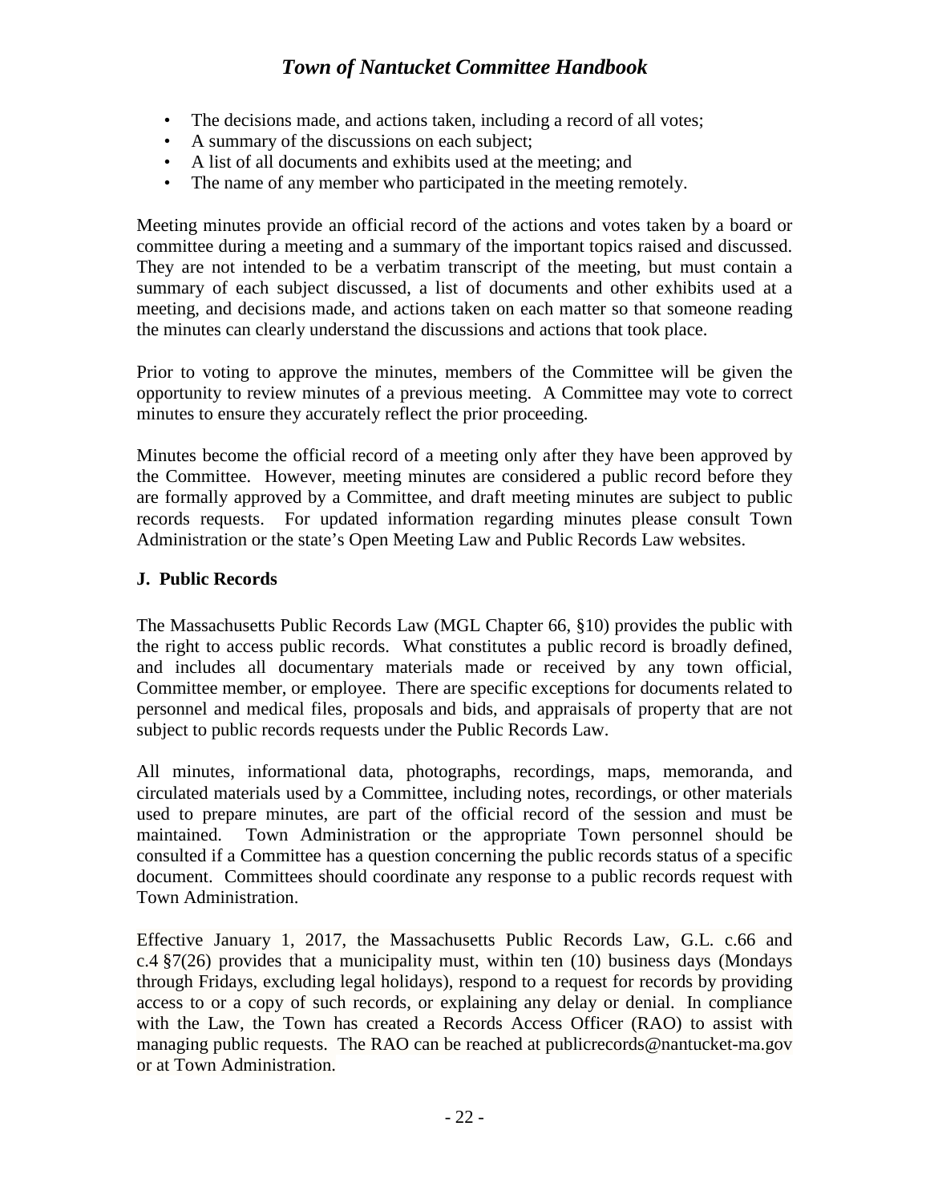- The decisions made, and actions taken, including a record of all votes;
- A summary of the discussions on each subject;
- A list of all documents and exhibits used at the meeting; and
- The name of any member who participated in the meeting remotely.

Meeting minutes provide an official record of the actions and votes taken by a board or committee during a meeting and a summary of the important topics raised and discussed. They are not intended to be a verbatim transcript of the meeting, but must contain a summary of each subject discussed, a list of documents and other exhibits used at a meeting, and decisions made, and actions taken on each matter so that someone reading the minutes can clearly understand the discussions and actions that took place.

Prior to voting to approve the minutes, members of the Committee will be given the opportunity to review minutes of a previous meeting. A Committee may vote to correct minutes to ensure they accurately reflect the prior proceeding.

Minutes become the official record of a meeting only after they have been approved by the Committee. However, meeting minutes are considered a public record before they are formally approved by a Committee, and draft meeting minutes are subject to public records requests. For updated information regarding minutes please consult Town Administration or the state's Open Meeting Law and Public Records Law websites.

### J. Public Records

The Massachusetts Public Records Law (MGL Chapter 66, §10) provides the public with the right to access public records. What constitutes a public record is broadly defined, and includes all documentary materials made or received by any town official, Committee member, or employee. There are specific exceptions for documents related to personnel and medical files, proposals and bids, and appraisals of property that are not subject to public records requests under the Public Records Law.

All minutes, informational data, photographs, recordings, maps, memoranda, and circulated materials used by a Committee, including notes, recordings, or other materials used to prepare minutes, are part of the official record of the session and must be maintained. Town Administration or the appropriate Town personnel should be consulted if a Committee has a question concerning the public records status of a specific document. Committees should coordinate any response to a public records request with Town Administration.

Effective January 1, 2017, the Massachusetts Public Records Law, G.L. c.66 and c.4 §7(26) provides that a municipality must, within ten (10) business days (Mondays through Fridays, excluding legal holidays), respond to a request for records by providing access to or a copy of such records, or explaining any delay or denial. In compliance with the Law, the Town has created a Records Access Officer (RAO) to assist with managing public requests. The RAO can be reached at publicrecords@nantucket-ma.gov or at Town Administration.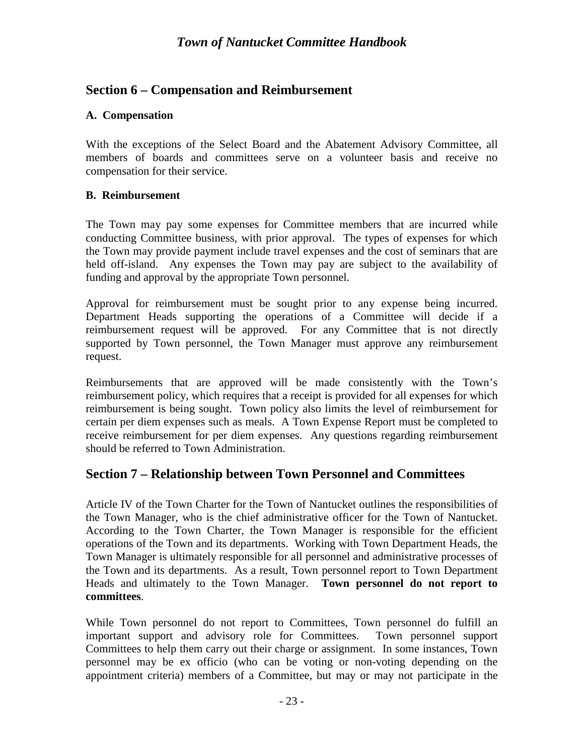## Section 6 – Compensation and Reimbursement

### A. Compensation

With the exceptions of the Select Board and the Abatement Advisory Committee, all members of boards and committees serve on a volunteer basis and receive no compensation for their service.

### B. Reimbursement

The Town may pay some expenses for Committee members that are incurred while conducting Committee business, with prior approval. The types of expenses for which the Town may provide payment include travel expenses and the cost of seminars that are held off-island. Any expenses the Town may pay are subject to the availability of funding and approval by the appropriate Town personnel.

Approval for reimbursement must be sought prior to any expense being incurred. Department Heads supporting the operations of a Committee will decide if a reimbursement request will be approved. For any Committee that is not directly supported by Town personnel, the Town Manager must approve any reimbursement request.

Reimbursements that are approved will be made consistently with the Town's reimbursement policy, which requires that a receipt is provided for all expenses for which reimbursement is being sought. Town policy also limits the level of reimbursement for certain per diem expenses such as meals. A Town Expense Report must be completed to receive reimbursement for per diem expenses. Any questions regarding reimbursement should be referred to Town Administration.

## Section 7 – Relationship between Town Personnel and Committees

Article IV of the Town Charter for the Town of Nantucket outlines the responsibilities of the Town Manager, who is the chief administrative officer for the Town of Nantucket. According to the Town Charter, the Town Manager is responsible for the efficient operations of the Town and its departments. Working with Town Department Heads, the Town Manager is ultimately responsible for all personnel and administrative processes of the Town and its departments. As a result, Town personnel report to Town Department Heads and ultimately to the Town Manager. **Town personnel do not report to committees**.

While Town personnel do not report to Committees, Town personnel do fulfill an important support and advisory role for Committees. Town personnel support Committees to help them carry out their charge or assignment. In some instances, Town personnel may be ex officio (who can be voting or non-voting depending on the appointment criteria) members of a Committee, but may or may not participate in the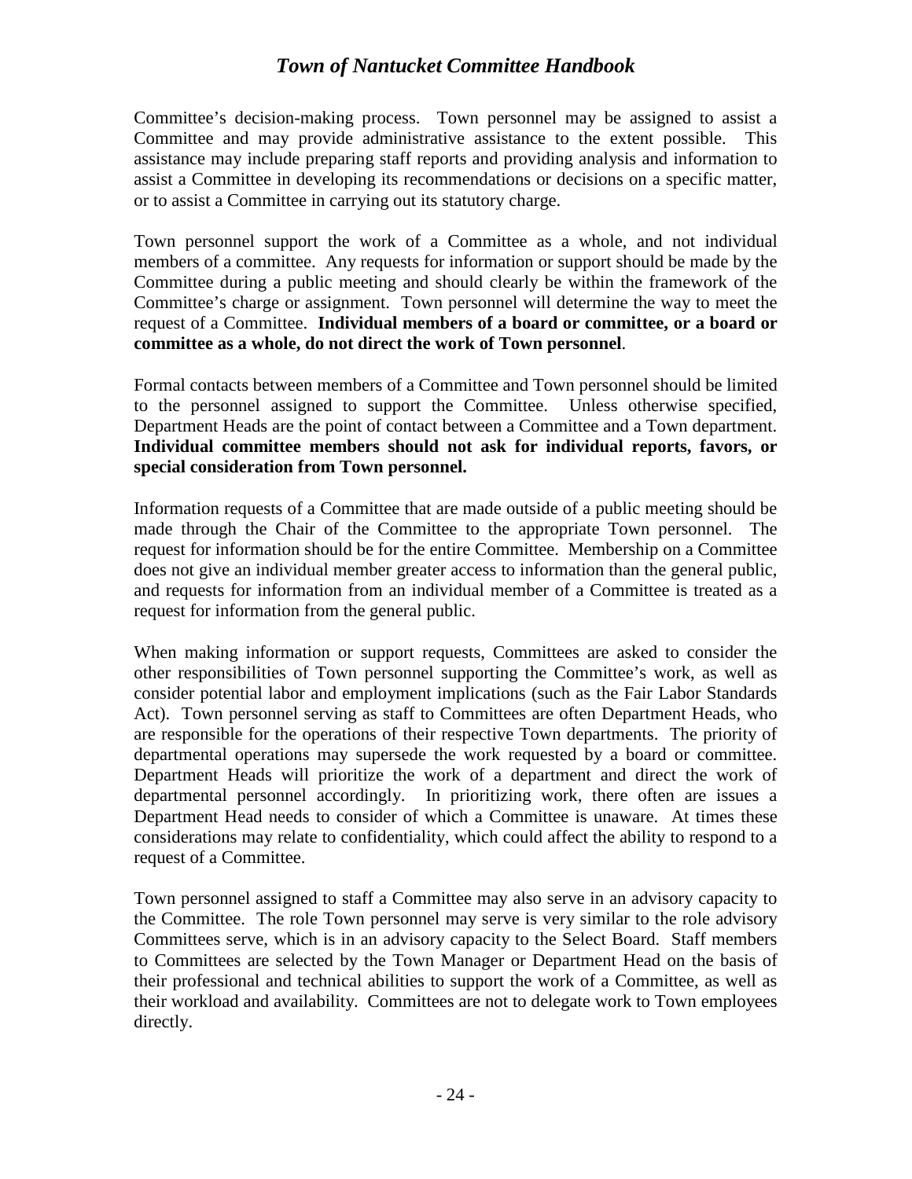Committee's decision-making process. Town personnel may be assigned to assist a Committee and may provide administrative assistance to the extent possible. This assistance may include preparing staff reports and providing analysis and information to assist a Committee in developing its recommendations or decisions on a specific matter, or to assist a Committee in carrying out its statutory charge.

Town personnel support the work of a Committee as a whole, and not individual members of a committee. Any requests for information or support should be made by the Committee during a public meeting and should clearly be within the framework of the Committee's charge or assignment. Town personnel will determine the way to meet the request of a Committee. **Individual members of a board or committee, or a board or committee as a whole, do not direct the work of Town personnel**.

Formal contacts between members of a Committee and Town personnel should be limited to the personnel assigned to support the Committee. Unless otherwise specified, Department Heads are the point of contact between a Committee and a Town department. **Individual committee members should not ask for individual reports, favors, or special consideration from Town personnel.**

Information requests of a Committee that are made outside of a public meeting should be made through the Chair of the Committee to the appropriate Town personnel. The request for information should be for the entire Committee. Membership on a Committee does not give an individual member greater access to information than the general public, and requests for information from an individual member of a Committee is treated as a request for information from the general public.

When making information or support requests, Committees are asked to consider the other responsibilities of Town personnel supporting the Committee's work, as well as consider potential labor and employment implications (such as the Fair Labor Standards Act). Town personnel serving as staff to Committees are often Department Heads, who are responsible for the operations of their respective Town departments. The priority of departmental operations may supersede the work requested by a board or committee. Department Heads will prioritize the work of a department and direct the work of departmental personnel accordingly. In prioritizing work, there often are issues a Department Head needs to consider of which a Committee is unaware. At times these considerations may relate to confidentiality, which could affect the ability to respond to a request of a Committee.

Town personnel assigned to staff a Committee may also serve in an advisory capacity to the Committee. The role Town personnel may serve is very similar to the role advisory Committees serve, which is in an advisory capacity to the Select Board. Staff members to Committees are selected by the Town Manager or Department Head on the basis of their professional and technical abilities to support the work of a Committee, as well as their workload and availability. Committees are not to delegate work to Town employees directly.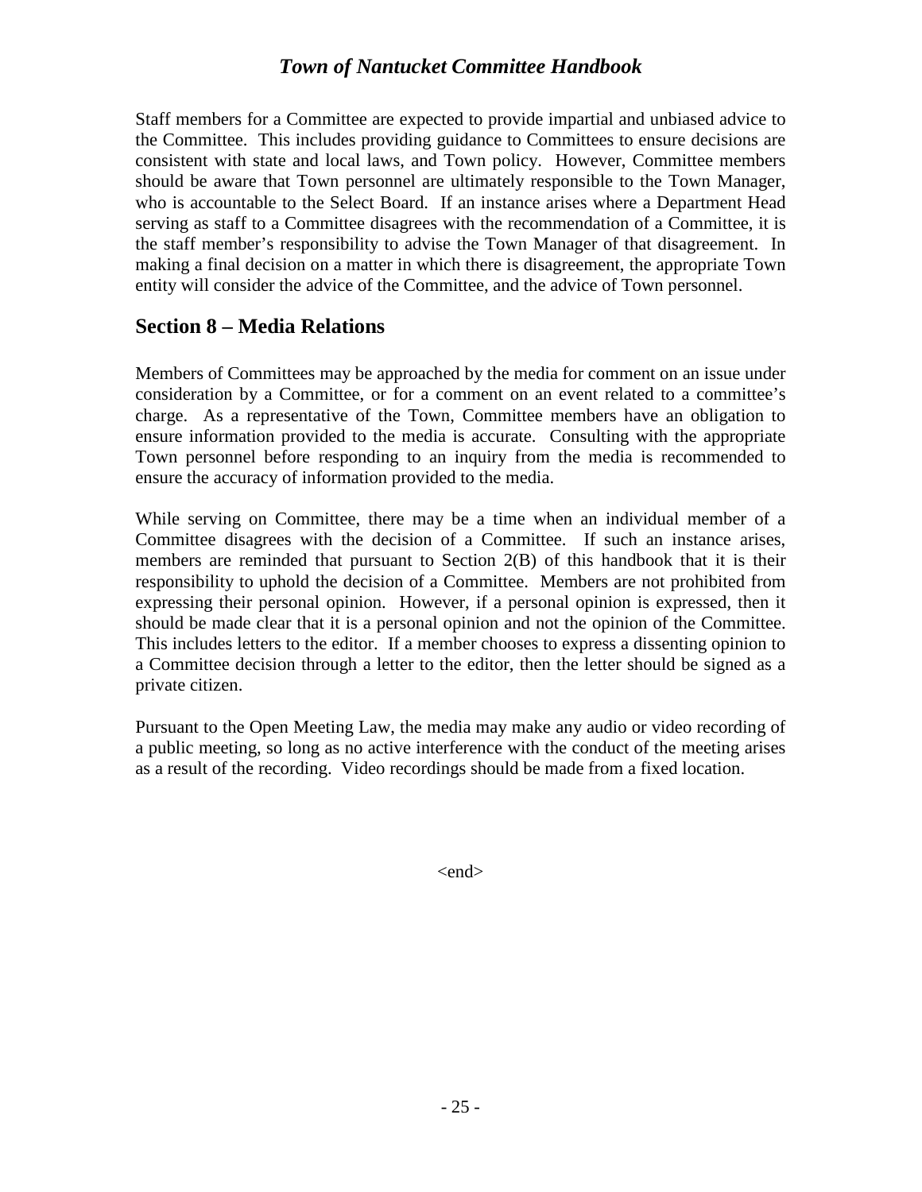Staff members for a Committee are expected to provide impartial and unbiased advice to the Committee. This includes providing guidance to Committees to ensure decisions are consistent with state and local laws, and Town policy. However, Committee members should be aware that Town personnel are ultimately responsible to the Town Manager, who is accountable to the Select Board. If an instance arises where a Department Head serving as staff to a Committee disagrees with the recommendation of a Committee, it is the staff member's responsibility to advise the Town Manager of that disagreement. In making a final decision on a matter in which there is disagreement, the appropriate Town entity will consider the advice of the Committee, and the advice of Town personnel.

## Section 8 – Media Relations

Members of Committees may be approached by the media for comment on an issue under consideration by a Committee, or for a comment on an event related to a committee's charge. As a representative of the Town, Committee members have an obligation to ensure information provided to the media is accurate. Consulting with the appropriate Town personnel before responding to an inquiry from the media is recommended to ensure the accuracy of information provided to the media.

While serving on Committee, there may be a time when an individual member of a Committee disagrees with the decision of a Committee. If such an instance arises, members are reminded that pursuant to Section 2(B) of this handbook that it is their responsibility to uphold the decision of a Committee. Members are not prohibited from expressing their personal opinion. However, if a personal opinion is expressed, then it should be made clear that it is a personal opinion and not the opinion of the Committee. This includes letters to the editor. If a member chooses to express a dissenting opinion to a Committee decision through a letter to the editor, then the letter should be signed as a private citizen.

Pursuant to the Open Meeting Law, the media may make any audio or video recording of a public meeting, so long as no active interference with the conduct of the meeting arises as a result of the recording. Video recordings should be made from a fixed location.

<end>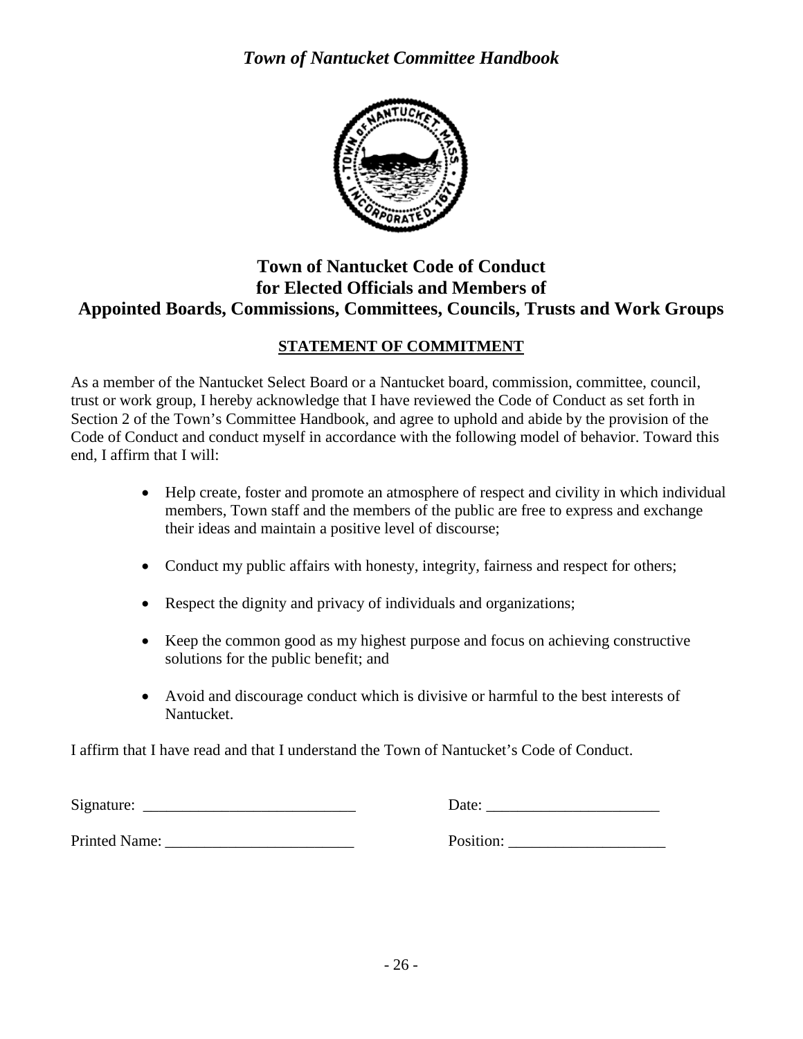# Town of Nantucket Code of Conduct for Elected Officials and Members of Appointed Boards, Commissions, Committees, Councils, Trusts and Work Groups

## STATEMENT OF COMMITMENT

As a member of the Nantucket Select Board or a Nantucket board, commission, committee, council, trust or work group, I hereby acknowledge that I have reviewed the Code of Conduct as set forth in Section 2 of the Town's Committee Handbook, and agree to uphold and abide by the provision of the Code of Conduct and conduct myself in accordance with the following model of behavior. Toward this end, I affirm that I will:

- Help create, foster and promote an atmosphere of respect and civility in which individual members, Town staff and the members of the public are free to express and exchange their ideas and maintain a positive level of discourse;
- Conduct my public affairs with honesty, integrity, fairness and respect for others;
- Respect the dignity and privacy of individuals and organizations;
- Keep the common good as my highest purpose and focus on achieving constructive solutions for the public benefit; and
- Avoid and discourage conduct which is divisive or harmful to the best interests of Nantucket.

I affirm that I have read and that I understand the Town of Nantucket's Code of Conduct.

Signature: ___________________________ Date: ______________________

Printed Name: ________________________ Position: ____________________